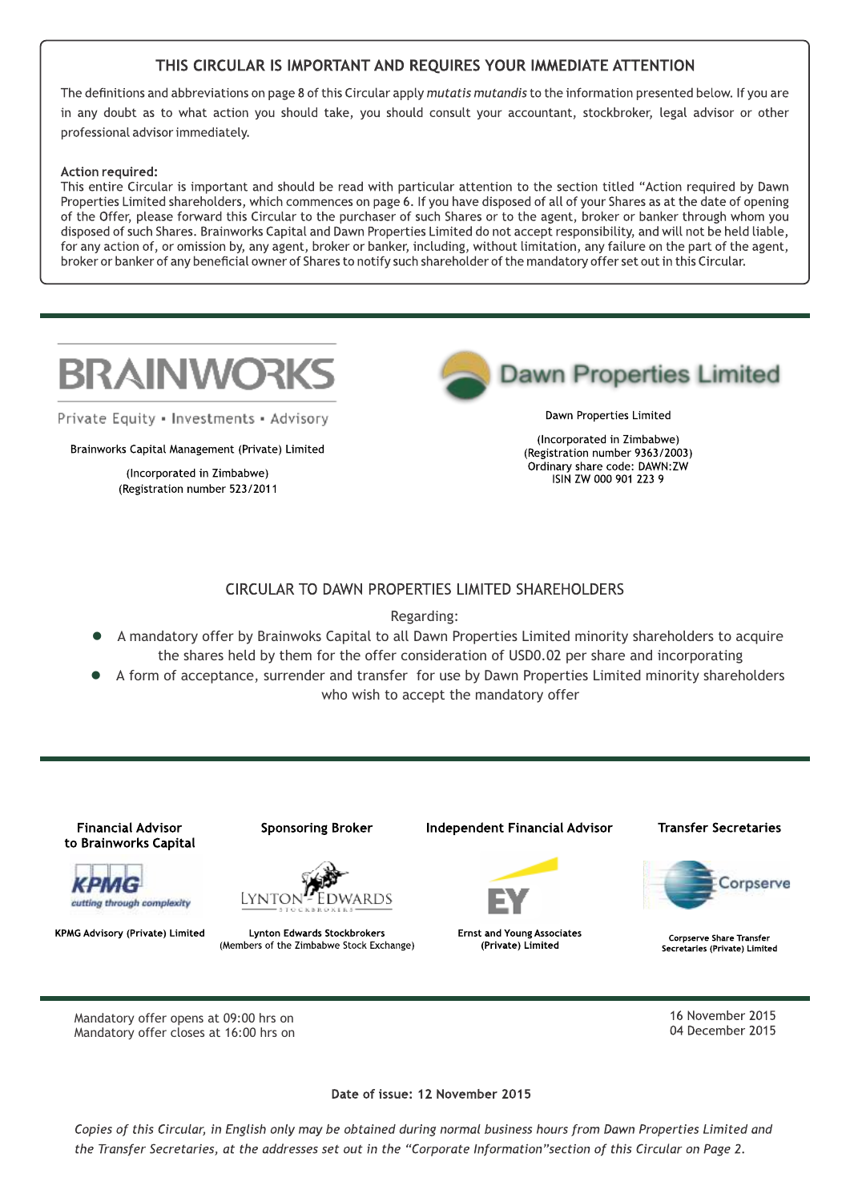## THIS CIRCULAR IS IMPORTANT AND REQUIRES YOUR IMMEDIATE ATTENTION

The definitions and abbreviations on page 8 of this Circular apply *mutatis mutandis* to the information presented below. If you are in any doubt as to what action you should take, you should consult your accountant, stockbroker, legal advisor or other professional advisor immediately.

**Action required:**
This entire Circular is important and should be read with particular attention to the section titled "Action required by Dawn Properties Limited shareholders, which commences on page 6. If you have disposed of all of your Shares as at the date of opening of the Offer, please forward this Circular to the purchaser of such Shares or to the agent, broker or banker through whom you disposed of such Shares. Brainworks Capital and Dawn Properties Limited do not accept responsibility, and will not be held liable, for any action of, or omission by, any agent, broker or banker, including, without limitation, any failure on the part of the agent, broker or banker of any beneficial owner of Shares to notify such shareholder of the mandatory offer set out in this Circular.

BRAINWORKS

Private Equity ▪ Investments ▪ Advisory

Brainworks Capital Management (Private) Limited

(Incorporated in Zimbabwe)
(Registration number 523/2011

Dawn Properties Limited

Dawn Properties Limited

(Incorporated in Zimbabwe)
(Registration number 9363/2003)
Ordinary share code: DAWN:ZW
ISIN ZW 000 901 223 9

## CIRCULAR TO DAWN PROPERTIES LIMITED SHAREHOLDERS

Regarding:

- A mandatory offer by Brainwoks Capital to all Dawn Properties Limited minority shareholders to acquire the shares held by them for the offer consideration of USD0.02 per share and incorporating
- A form of acceptance, surrender and transfer for use by Dawn Properties Limited minority shareholders who wish to accept the mandatory offer

| Financial Advisor to Brainworks Capital | Sponsoring Broker | Independent Financial Advisor | Transfer Secretaries |
|---|---|---|---|
| KPMG Advisory (Private) Limited | Lynton Edwards Stockbrokers (Members of the Zimbabwe Stock Exchange) | Ernst and Young Associates (Private) Limited | Corpserve Share Transfer Secretaries (Private) Limited |

| | |
|---|---|
| Mandatory offer opens at 09:00 hrs on | 16 November 2015 |
| Mandatory offer closes at 16:00 hrs on | 04 December 2015 |

**Date of issue: 12 November 2015**

*Copies of this Circular, in English only may be obtained during normal business hours from Dawn Properties Limited and the Transfer Secretaries, at the addresses set out in the "Corporate Information"section of this Circular on Page 2.*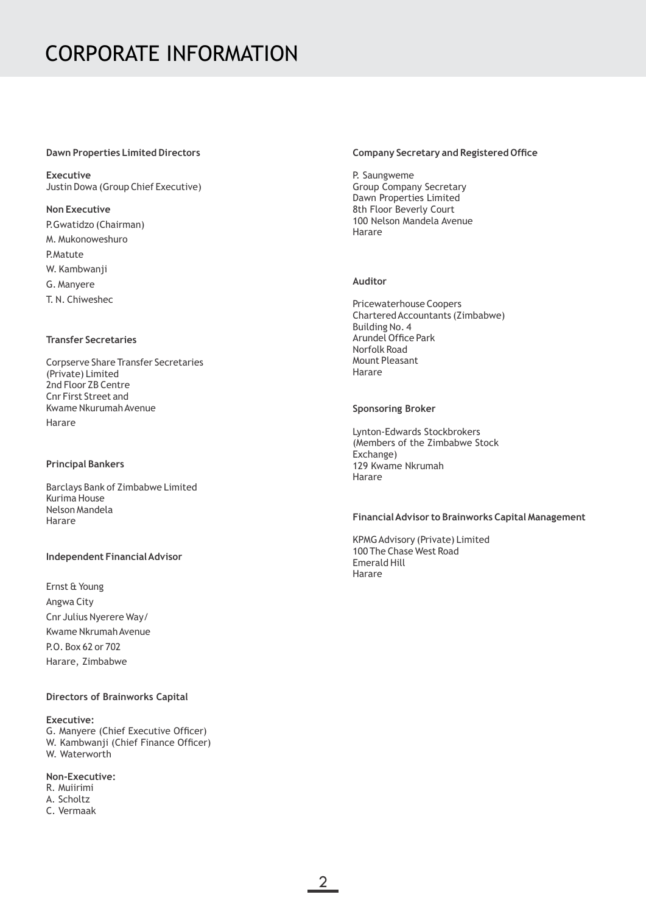# CORPORATE INFORMATION

**Dawn Properties Limited Directors**

**Executive**
Justin Dowa (Group Chief Executive)

**Non Executive**
P.Gwatidzo (Chairman)
M. Mukonoweshuro
P.Matute
W. Kambwanji
G. Manyere
T. N. Chiweshec

**Transfer Secretaries**

Corpserve Share Transfer Secretaries (Private) Limited
2nd Floor ZB Centre
Cnr First Street and
Kwame Nkurumah Avenue
Harare

**Principal Bankers**

Barclays Bank of Zimbabwe Limited
Kurima House
Nelson Mandela
Harare

**Independent Financial Advisor**

Ernst & Young
Angwa City
Cnr Julius Nyerere Way/
Kwame Nkrumah Avenue
P.O. Box 62 or 702
Harare, Zimbabwe

**Directors of Brainworks Capital**

**Executive:**
G. Manyere (Chief Executive Officer)
W. Kambwanji (Chief Finance Officer)
W. Waterworth

**Non-Executive:**
R. Muiirimi
A. Scholtz
C. Vermaak

**Company Secretary and Registered Office**

P. Saungweme
Group Company Secretary
Dawn Properties Limited
8th Floor Beverly Court
100 Nelson Mandela Avenue
Harare

**Auditor**

Pricewaterhouse Coopers
Chartered Accountants (Zimbabwe)
Building No. 4
Arundel Office Park
Norfolk Road
Mount Pleasant
Harare

**Sponsoring Broker**

Lynton-Edwards Stockbrokers
(Members of the Zimbabwe Stock Exchange)
129 Kwame Nkrumah
Harare

**Financial Advisor to Brainworks Capital Management**

KPMG Advisory (Private) Limited
100 The Chase West Road
Emerald Hill
Harare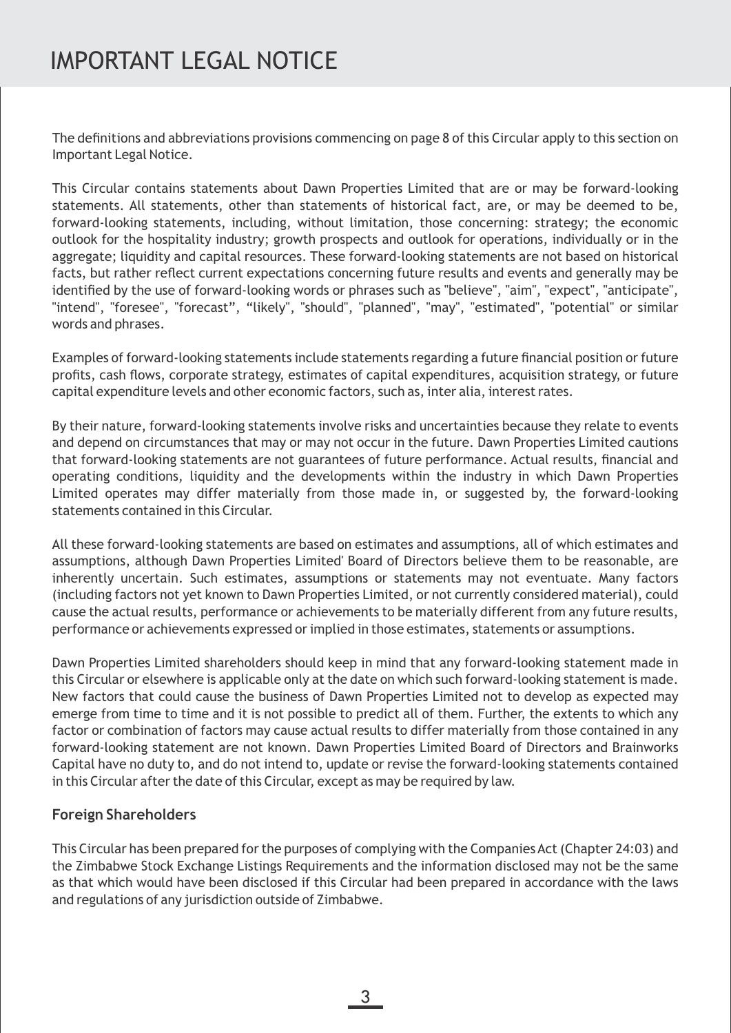# IMPORTANT LEGAL NOTICE

The definitions and abbreviations provisions commencing on page 8 of this Circular apply to this section on Important Legal Notice.

This Circular contains statements about Dawn Properties Limited that are or may be forward-looking statements. All statements, other than statements of historical fact, are, or may be deemed to be, forward-looking statements, including, without limitation, those concerning: strategy; the economic outlook for the hospitality industry; growth prospects and outlook for operations, individually or in the aggregate; liquidity and capital resources. These forward-looking statements are not based on historical facts, but rather reflect current expectations concerning future results and events and generally may be identified by the use of forward-looking words or phrases such as "believe", "aim", "expect", "anticipate", "intend", "foresee", "forecast", "likely", "should", "planned", "may", "estimated", "potential" or similar words and phrases.

Examples of forward-looking statements include statements regarding a future financial position or future profits, cash flows, corporate strategy, estimates of capital expenditures, acquisition strategy, or future capital expenditure levels and other economic factors, such as, inter alia, interest rates.

By their nature, forward-looking statements involve risks and uncertainties because they relate to events and depend on circumstances that may or may not occur in the future. Dawn Properties Limited cautions that forward-looking statements are not guarantees of future performance. Actual results, financial and operating conditions, liquidity and the developments within the industry in which Dawn Properties Limited operates may differ materially from those made in, or suggested by, the forward-looking statements contained in this Circular.

All these forward-looking statements are based on estimates and assumptions, all of which estimates and assumptions, although Dawn Properties Limited' Board of Directors believe them to be reasonable, are inherently uncertain. Such estimates, assumptions or statements may not eventuate. Many factors (including factors not yet known to Dawn Properties Limited, or not currently considered material), could cause the actual results, performance or achievements to be materially different from any future results, performance or achievements expressed or implied in those estimates, statements or assumptions.

Dawn Properties Limited shareholders should keep in mind that any forward-looking statement made in this Circular or elsewhere is applicable only at the date on which such forward-looking statement is made. New factors that could cause the business of Dawn Properties Limited not to develop as expected may emerge from time to time and it is not possible to predict all of them. Further, the extents to which any factor or combination of factors may cause actual results to differ materially from those contained in any forward-looking statement are not known. Dawn Properties Limited Board of Directors and Brainworks Capital have no duty to, and do not intend to, update or revise the forward-looking statements contained in this Circular after the date of this Circular, except as may be required by law.

### Foreign Shareholders

This Circular has been prepared for the purposes of complying with the Companies Act (Chapter 24:03) and the Zimbabwe Stock Exchange Listings Requirements and the information disclosed may not be the same as that which would have been disclosed if this Circular had been prepared in accordance with the laws and regulations of any jurisdiction outside of Zimbabwe.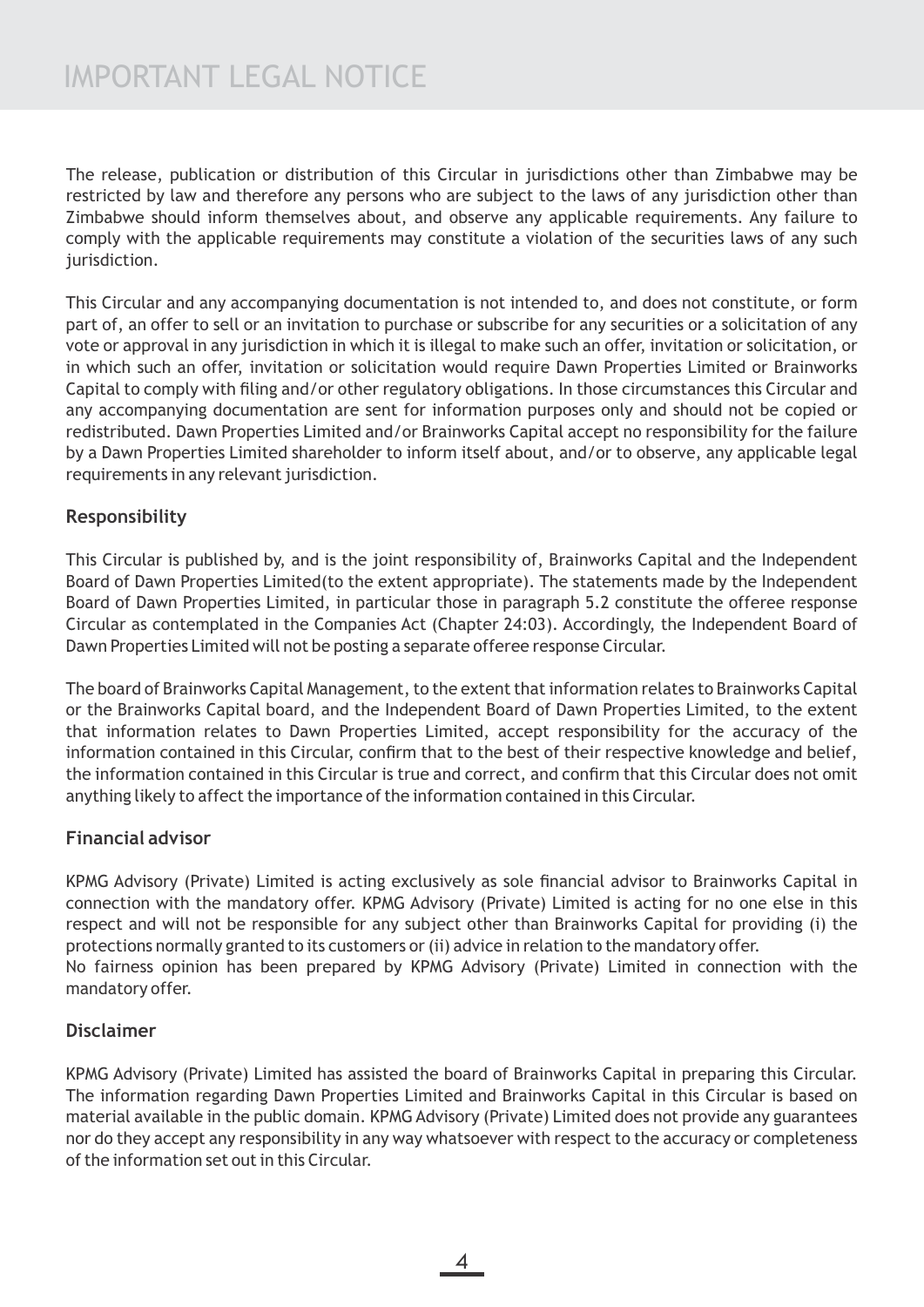# IMPORTANT LEGAL NOTICE

The release, publication or distribution of this Circular in jurisdictions other than Zimbabwe may be restricted by law and therefore any persons who are subject to the laws of any jurisdiction other than Zimbabwe should inform themselves about, and observe any applicable requirements. Any failure to comply with the applicable requirements may constitute a violation of the securities laws of any such jurisdiction.

This Circular and any accompanying documentation is not intended to, and does not constitute, or form part of, an offer to sell or an invitation to purchase or subscribe for any securities or a solicitation of any vote or approval in any jurisdiction in which it is illegal to make such an offer, invitation or solicitation, or in which such an offer, invitation or solicitation would require Dawn Properties Limited or Brainworks Capital to comply with filing and/or other regulatory obligations. In those circumstances this Circular and any accompanying documentation are sent for information purposes only and should not be copied or redistributed. Dawn Properties Limited and/or Brainworks Capital accept no responsibility for the failure by a Dawn Properties Limited shareholder to inform itself about, and/or to observe, any applicable legal requirements in any relevant jurisdiction.

## Responsibility

This Circular is published by, and is the joint responsibility of, Brainworks Capital and the Independent Board of Dawn Properties Limited(to the extent appropriate). The statements made by the Independent Board of Dawn Properties Limited, in particular those in paragraph 5.2 constitute the offeree response Circular as contemplated in the Companies Act (Chapter 24:03). Accordingly, the Independent Board of Dawn Properties Limited will not be posting a separate offeree response Circular.

The board of Brainworks Capital Management, to the extent that information relates to Brainworks Capital or the Brainworks Capital board, and the Independent Board of Dawn Properties Limited, to the extent that information relates to Dawn Properties Limited, accept responsibility for the accuracy of the information contained in this Circular, confirm that to the best of their respective knowledge and belief, the information contained in this Circular is true and correct, and confirm that this Circular does not omit anything likely to affect the importance of the information contained in this Circular.

## Financial advisor

KPMG Advisory (Private) Limited is acting exclusively as sole financial advisor to Brainworks Capital in connection with the mandatory offer. KPMG Advisory (Private) Limited is acting for no one else in this respect and will not be responsible for any subject other than Brainworks Capital for providing (i) the protections normally granted to its customers or (ii) advice in relation to the mandatory offer.
No fairness opinion has been prepared by KPMG Advisory (Private) Limited in connection with the mandatory offer.

## Disclaimer

KPMG Advisory (Private) Limited has assisted the board of Brainworks Capital in preparing this Circular. The information regarding Dawn Properties Limited and Brainworks Capital in this Circular is based on material available in the public domain. KPMG Advisory (Private) Limited does not provide any guarantees nor do they accept any responsibility in any way whatsoever with respect to the accuracy or completeness of the information set out in this Circular.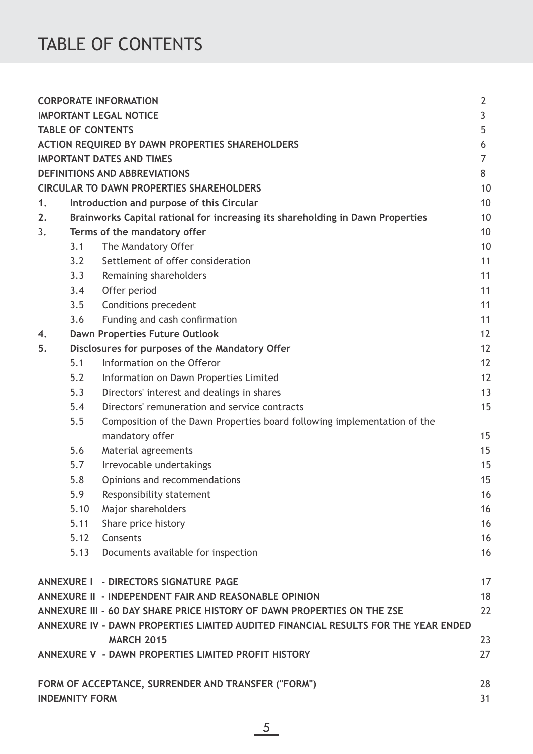# TABLE OF CONTENTS

| | | | |
|---|---|---|---|
| **CORPORATE INFORMATION** | | | 2 |
| **IMPORTANT LEGAL NOTICE** | | | 3 |
| **TABLE OF CONTENTS** | | | 5 |
| **ACTION REQUIRED BY DAWN PROPERTIES SHAREHOLDERS** | | | 6 |
| **IMPORTANT DATES AND TIMES** | | | 7 |
| **DEFINITIONS AND ABBREVIATIONS** | | | 8 |
| **CIRCULAR TO DAWN PROPERTIES SHAREHOLDERS** | | | 10 |
| **1.** | **Introduction and purpose of this Circular** | | 10 |
| **2.** | **Brainworks Capital rational for increasing its shareholding in Dawn Properties** | | 10 |
| 3. | **Terms of the mandatory offer** | | 10 |
| | 3.1 | The Mandatory Offer | 10 |
| | 3.2 | Settlement of offer consideration | 11 |
| | 3.3 | Remaining shareholders | 11 |
| | 3.4 | Offer period | 11 |
| | 3.5 | Conditions precedent | 11 |
| | 3.6 | Funding and cash confirmation | 11 |
| **4.** | **Dawn Properties Future Outlook** | | 12 |
| **5.** | **Disclosures for purposes of the Mandatory Offer** | | 12 |
| | 5.1 | Information on the Offeror | 12 |
| | 5.2 | Information on Dawn Properties Limited | 12 |
| | 5.3 | Directors' interest and dealings in shares | 13 |
| | 5.4 | Directors' remuneration and service contracts | 15 |
| | 5.5 | Composition of the Dawn Properties board following implementation of the mandatory offer | 15 |
| | 5.6 | Material agreements | 15 |
| | 5.7 | Irrevocable undertakings | 15 |
| | 5.8 | Opinions and recommendations | 15 |
| | 5.9 | Responsibility statement | 16 |
| | 5.10 | Major shareholders | 16 |
| | 5.11 | Share price history | 16 |
| | 5.12 | Consents | 16 |
| | 5.13 | Documents available for inspection | 16 |
| **ANNEXURE I - DIRECTORS SIGNATURE PAGE** | | | 17 |
| **ANNEXURE II - INDEPENDENT FAIR AND REASONABLE OPINION** | | | 18 |
| **ANNEXURE III - 60 DAY SHARE PRICE HISTORY OF DAWN PROPERTIES ON THE ZSE** | | | 22 |
| **ANNEXURE IV - DAWN PROPERTIES LIMITED AUDITED FINANCIAL RESULTS FOR THE YEAR ENDED MARCH 2015** | | | 23 |
| **ANNEXURE V - DAWN PROPERTIES LIMITED PROFIT HISTORY** | | | 27 |
| **FORM OF ACCEPTANCE, SURRENDER AND TRANSFER ("FORM")** | | | 28 |
| **INDEMNITY FORM** | | | 31 |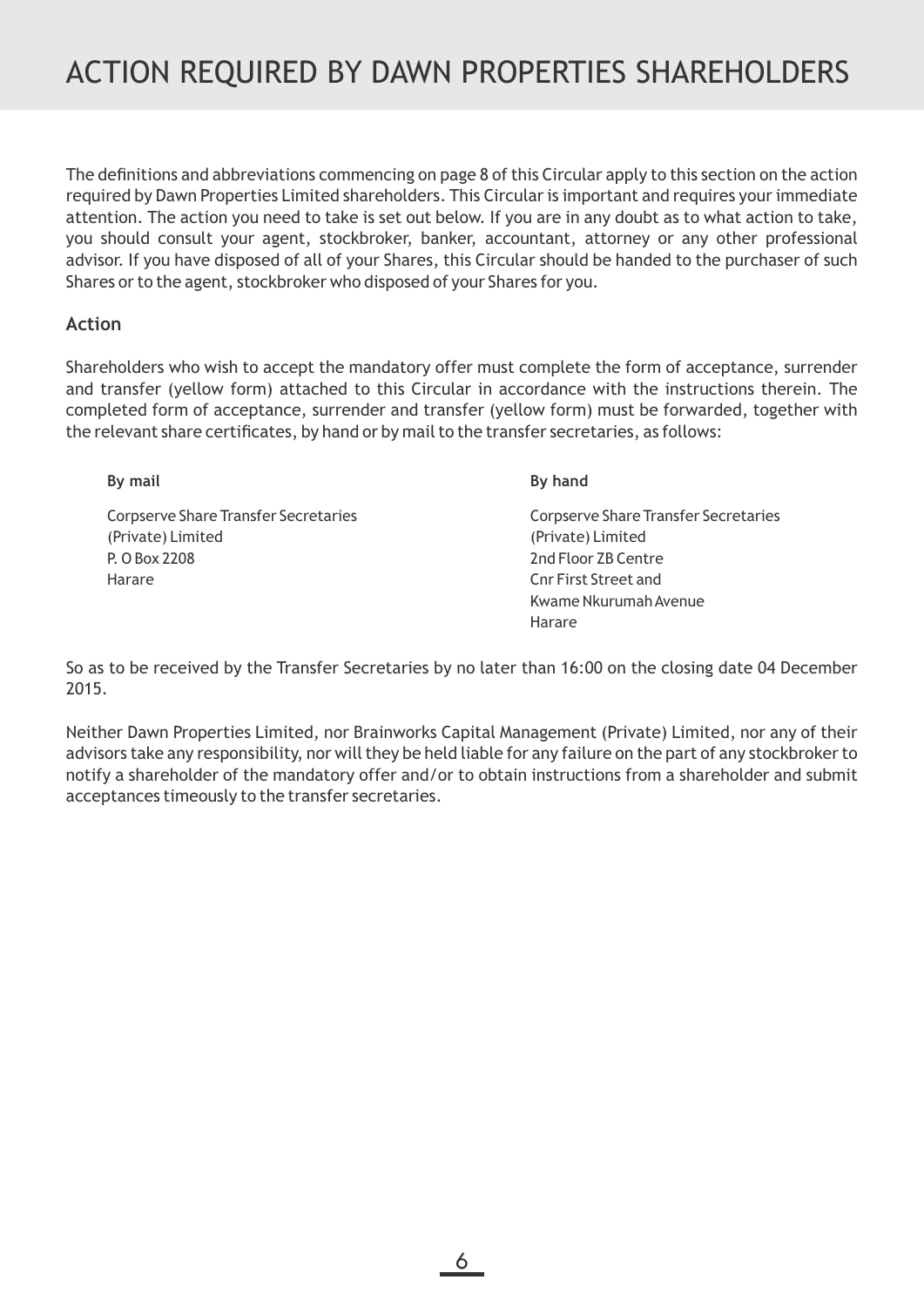# ACTION REQUIRED BY DAWN PROPERTIES SHAREHOLDERS

The definitions and abbreviations commencing on page 8 of this Circular apply to this section on the action required by Dawn Properties Limited shareholders. This Circular is important and requires your immediate attention. The action you need to take is set out below. If you are in any doubt as to what action to take, you should consult your agent, stockbroker, banker, accountant, attorney or any other professional advisor. If you have disposed of all of your Shares, this Circular should be handed to the purchaser of such Shares or to the agent, stockbroker who disposed of your Shares for you.

## Action

Shareholders who wish to accept the mandatory offer must complete the form of acceptance, surrender and transfer (yellow form) attached to this Circular in accordance with the instructions therein. The completed form of acceptance, surrender and transfer (yellow form) must be forwarded, together with the relevant share certificates, by hand or by mail to the transfer secretaries, as follows:

**By mail**

Corpserve Share Transfer Secretaries
(Private) Limited
P. O Box 2208
Harare

**By hand**

Corpserve Share Transfer Secretaries
(Private) Limited
2nd Floor ZB Centre
Cnr First Street and
Kwame Nkurumah Avenue
Harare

So as to be received by the Transfer Secretaries by no later than 16:00 on the closing date 04 December 2015.

Neither Dawn Properties Limited, nor Brainworks Capital Management (Private) Limited, nor any of their advisors take any responsibility, nor will they be held liable for any failure on the part of any stockbroker to notify a shareholder of the mandatory offer and/or to obtain instructions from a shareholder and submit acceptances timeously to the transfer secretaries.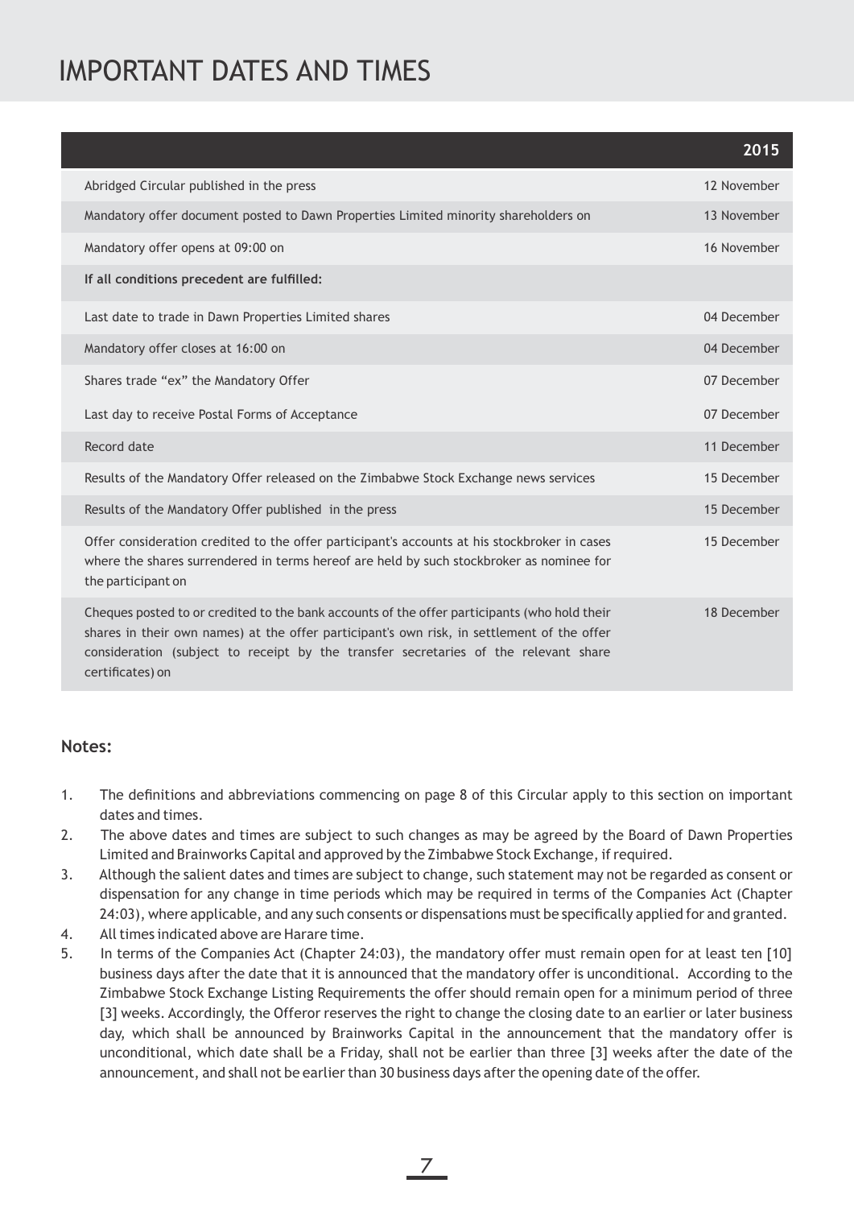# IMPORTANT DATES AND TIMES

| | 2015 |
|---|---|
| Abridged Circular published in the press | 12 November |
| Mandatory offer document posted to Dawn Properties Limited minority shareholders on | 13 November |
| Mandatory offer opens at 09:00 on | 16 November |
| **If all conditions precedent are fulfilled:** | |
| Last date to trade in Dawn Properties Limited shares | 04 December |
| Mandatory offer closes at 16:00 on | 04 December |
| Shares trade "ex" the Mandatory Offer | 07 December |
| Last day to receive Postal Forms of Acceptance | 07 December |
| Record date | 11 December |
| Results of the Mandatory Offer released on the Zimbabwe Stock Exchange news services | 15 December |
| Results of the Mandatory Offer published in the press | 15 December |
| Offer consideration credited to the offer participant's accounts at his stockbroker in cases where the shares surrendered in terms hereof are held by such stockbroker as nominee for the participant on | 15 December |
| Cheques posted to or credited to the bank accounts of the offer participants (who hold their shares in their own names) at the offer participant's own risk, in settlement of the offer consideration (subject to receipt by the transfer secretaries of the relevant share certificates) on | 18 December |

**Notes:**

1. The definitions and abbreviations commencing on page 8 of this Circular apply to this section on important dates and times.
2. The above dates and times are subject to such changes as may be agreed by the Board of Dawn Properties Limited and Brainworks Capital and approved by the Zimbabwe Stock Exchange, if required.
3. Although the salient dates and times are subject to change, such statement may not be regarded as consent or dispensation for any change in time periods which may be required in terms of the Companies Act (Chapter 24:03), where applicable, and any such consents or dispensations must be specifically applied for and granted.
4. All times indicated above are Harare time.
5. In terms of the Companies Act (Chapter 24:03), the mandatory offer must remain open for at least ten [10] business days after the date that it is announced that the mandatory offer is unconditional. According to the Zimbabwe Stock Exchange Listing Requirements the offer should remain open for a minimum period of three [3] weeks. Accordingly, the Offeror reserves the right to change the closing date to an earlier or later business day, which shall be announced by Brainworks Capital in the announcement that the mandatory offer is unconditional, which date shall be a Friday, shall not be earlier than three [3] weeks after the date of the announcement, and shall not be earlier than 30 business days after the opening date of the offer.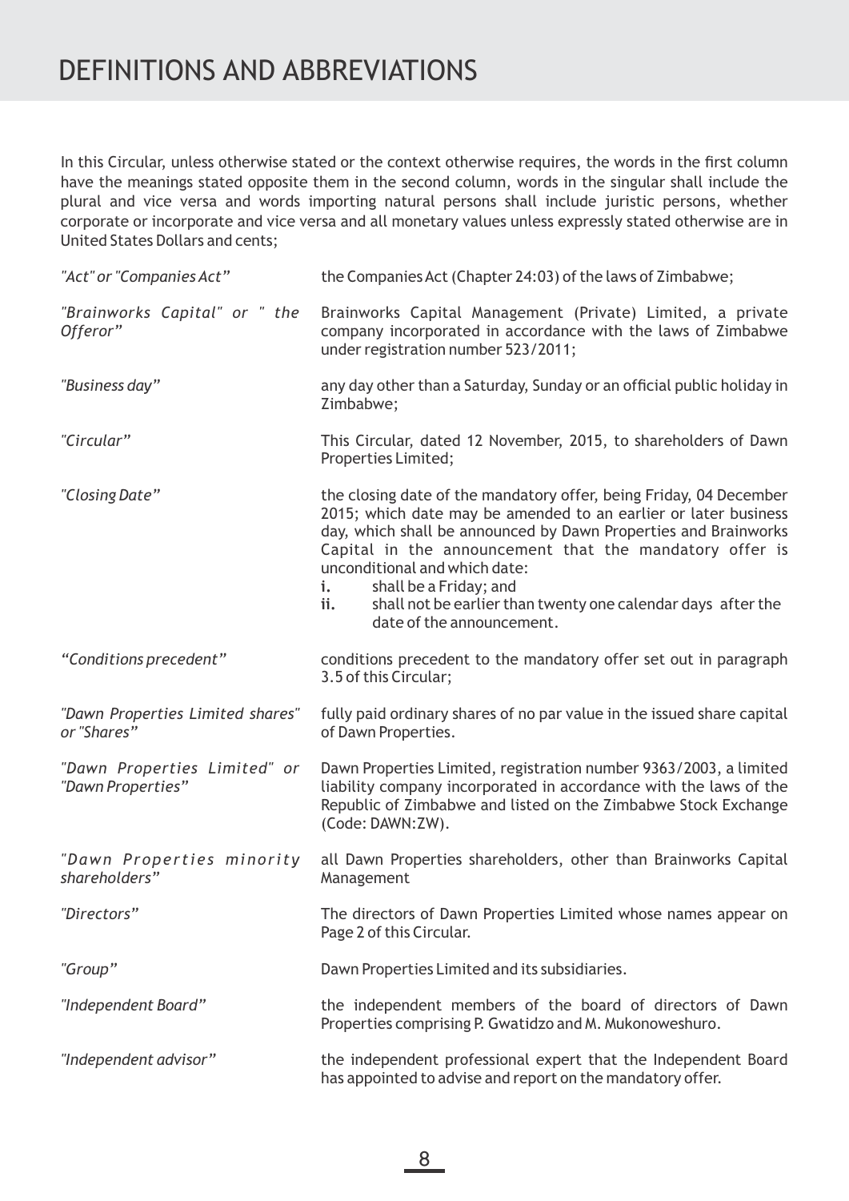# DEFINITIONS AND ABBREVIATIONS

In this Circular, unless otherwise stated or the context otherwise requires, the words in the first column have the meanings stated opposite them in the second column, words in the singular shall include the plural and vice versa and words importing natural persons shall include juristic persons, whether corporate or incorporate and vice versa and all monetary values unless expressly stated otherwise are in United States Dollars and cents;

| | |
|---|---|
| *"Act" or "Companies Act"* | the Companies Act (Chapter 24:03) of the laws of Zimbabwe; |
| *"Brainworks Capital" or " the Offeror"* | Brainworks Capital Management (Private) Limited, a private company incorporated in accordance with the laws of Zimbabwe under registration number 523/2011; |
| *"Business day"* | any day other than a Saturday, Sunday or an official public holiday in Zimbabwe; |
| *"Circular"* | This Circular, dated 12 November, 2015, to shareholders of Dawn Properties Limited; |
| *"Closing Date"* | the closing date of the mandatory offer, being Friday, 04 December 2015; which date may be amended to an earlier or later business day, which shall be announced by Dawn Properties and Brainworks Capital in the announcement that the mandatory offer is unconditional and which date: **i.** shall be a Friday; and **ii.** shall not be earlier than twenty one calendar days after the date of the announcement. |
| *"Conditions precedent"* | conditions precedent to the mandatory offer set out in paragraph 3.5 of this Circular; |
| *"Dawn Properties Limited shares" or "Shares"* | fully paid ordinary shares of no par value in the issued share capital of Dawn Properties. |
| *"Dawn Properties Limited" or "Dawn Properties"* | Dawn Properties Limited, registration number 9363/2003, a limited liability company incorporated in accordance with the laws of the Republic of Zimbabwe and listed on the Zimbabwe Stock Exchange (Code: DAWN:ZW). |
| *"Dawn Properties minority shareholders"* | all Dawn Properties shareholders, other than Brainworks Capital Management |
| *"Directors"* | The directors of Dawn Properties Limited whose names appear on Page 2 of this Circular. |
| *"Group"* | Dawn Properties Limited and its subsidiaries. |
| *"Independent Board"* | the independent members of the board of directors of Dawn Properties comprising P. Gwatidzo and M. Mukonoweshuro. |
| *"Independent advisor"* | the independent professional expert that the Independent Board has appointed to advise and report on the mandatory offer. |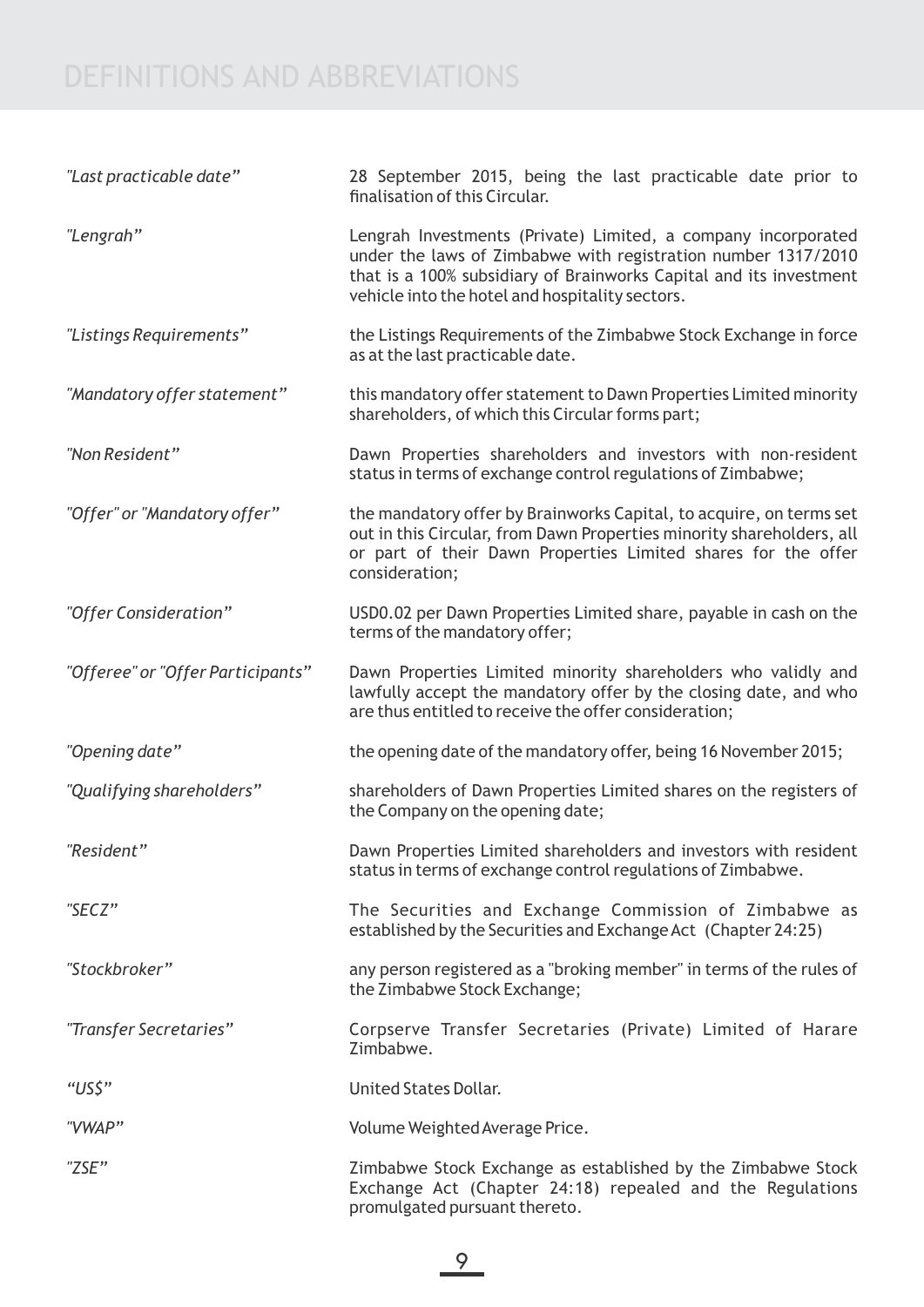# DEFINITIONS AND ABBREVIATIONS

| | |
|---|---|
| *"Last practicable date"* | 28 September 2015, being the last practicable date prior to finalisation of this Circular. |
| *"Lengrah"* | Lengrah Investments (Private) Limited, a company incorporated under the laws of Zimbabwe with registration number 1317/2010 that is a 100% subsidiary of Brainworks Capital and its investment vehicle into the hotel and hospitality sectors. |
| *"Listings Requirements"* | the Listings Requirements of the Zimbabwe Stock Exchange in force as at the last practicable date. |
| *"Mandatory offer statement"* | this mandatory offer statement to Dawn Properties Limited minority shareholders, of which this Circular forms part; |
| *"Non Resident"* | Dawn Properties shareholders and investors with non-resident status in terms of exchange control regulations of Zimbabwe; |
| *"Offer" or "Mandatory offer"* | the mandatory offer by Brainworks Capital, to acquire, on terms set out in this Circular, from Dawn Properties minority shareholders, all or part of their Dawn Properties Limited shares for the offer consideration; |
| *"Offer Consideration"* | USD0.02 per Dawn Properties Limited share, payable in cash on the terms of the mandatory offer; |
| *"Offeree" or "Offer Participants"* | Dawn Properties Limited minority shareholders who validly and lawfully accept the mandatory offer by the closing date, and who are thus entitled to receive the offer consideration; |
| *"Opening date"* | the opening date of the mandatory offer, being 16 November 2015; |
| *"Qualifying shareholders"* | shareholders of Dawn Properties Limited shares on the registers of the Company on the opening date; |
| *"Resident"* | Dawn Properties Limited shareholders and investors with resident status in terms of exchange control regulations of Zimbabwe. |
| *"SECZ"* | The Securities and Exchange Commission of Zimbabwe as established by the Securities and Exchange Act (Chapter 24:25) |
| *"Stockbroker"* | any person registered as a "broking member" in terms of the rules of the Zimbabwe Stock Exchange; |
| *"Transfer Secretaries"* | Corpserve Transfer Secretaries (Private) Limited of Harare Zimbabwe. |
| *"US$"* | United States Dollar. |
| *"VWAP"* | Volume Weighted Average Price. |
| *"ZSE"* | Zimbabwe Stock Exchange as established by the Zimbabwe Stock Exchange Act (Chapter 24:18) repealed and the Regulations promulgated pursuant thereto. |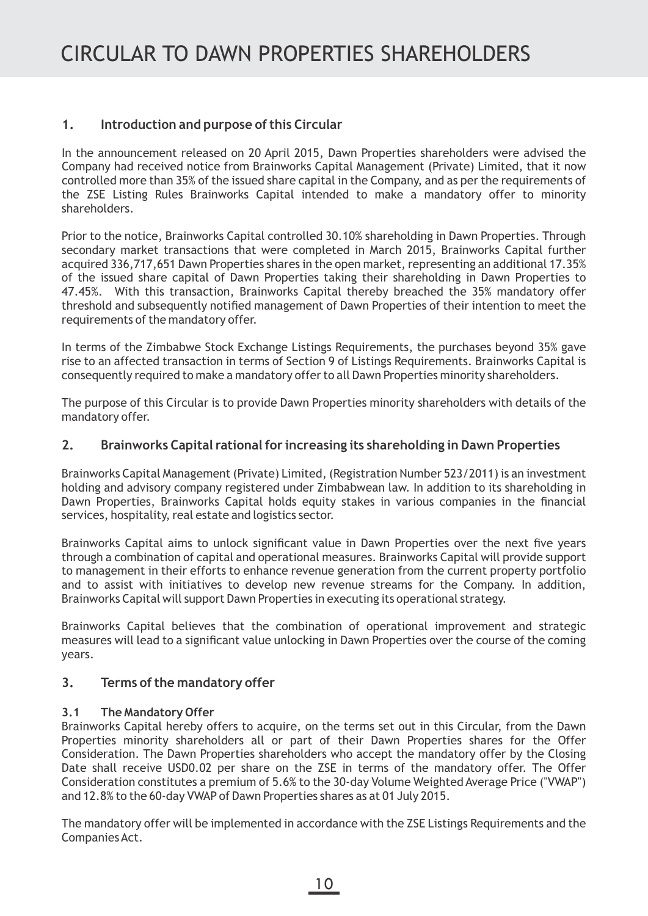# CIRCULAR TO DAWN PROPERTIES SHAREHOLDERS

## 1. Introduction and purpose of this Circular

In the announcement released on 20 April 2015, Dawn Properties shareholders were advised the Company had received notice from Brainworks Capital Management (Private) Limited, that it now controlled more than 35% of the issued share capital in the Company, and as per the requirements of the ZSE Listing Rules Brainworks Capital intended to make a mandatory offer to minority shareholders.

Prior to the notice, Brainworks Capital controlled 30.10% shareholding in Dawn Properties. Through secondary market transactions that were completed in March 2015, Brainworks Capital further acquired 336,717,651 Dawn Properties shares in the open market, representing an additional 17.35% of the issued share capital of Dawn Properties taking their shareholding in Dawn Properties to 47.45%. With this transaction, Brainworks Capital thereby breached the 35% mandatory offer threshold and subsequently notified management of Dawn Properties of their intention to meet the requirements of the mandatory offer.

In terms of the Zimbabwe Stock Exchange Listings Requirements, the purchases beyond 35% gave rise to an affected transaction in terms of Section 9 of Listings Requirements. Brainworks Capital is consequently required to make a mandatory offer to all Dawn Properties minority shareholders.

The purpose of this Circular is to provide Dawn Properties minority shareholders with details of the mandatory offer.

## 2. Brainworks Capital rational for increasing its shareholding in Dawn Properties

Brainworks Capital Management (Private) Limited, (Registration Number 523/2011) is an investment holding and advisory company registered under Zimbabwean law. In addition to its shareholding in Dawn Properties, Brainworks Capital holds equity stakes in various companies in the financial services, hospitality, real estate and logistics sector.

Brainworks Capital aims to unlock significant value in Dawn Properties over the next five years through a combination of capital and operational measures. Brainworks Capital will provide support to management in their efforts to enhance revenue generation from the current property portfolio and to assist with initiatives to develop new revenue streams for the Company. In addition, Brainworks Capital will support Dawn Properties in executing its operational strategy.

Brainworks Capital believes that the combination of operational improvement and strategic measures will lead to a significant value unlocking in Dawn Properties over the course of the coming years.

## 3. Terms of the mandatory offer

### 3.1 The Mandatory Offer

Brainworks Capital hereby offers to acquire, on the terms set out in this Circular, from the Dawn Properties minority shareholders all or part of their Dawn Properties shares for the Offer Consideration. The Dawn Properties shareholders who accept the mandatory offer by the Closing Date shall receive USD0.02 per share on the ZSE in terms of the mandatory offer. The Offer Consideration constitutes a premium of 5.6% to the 30-day Volume Weighted Average Price ("VWAP") and 12.8% to the 60-day VWAP of Dawn Properties shares as at 01 July 2015.

The mandatory offer will be implemented in accordance with the ZSE Listings Requirements and the Companies Act.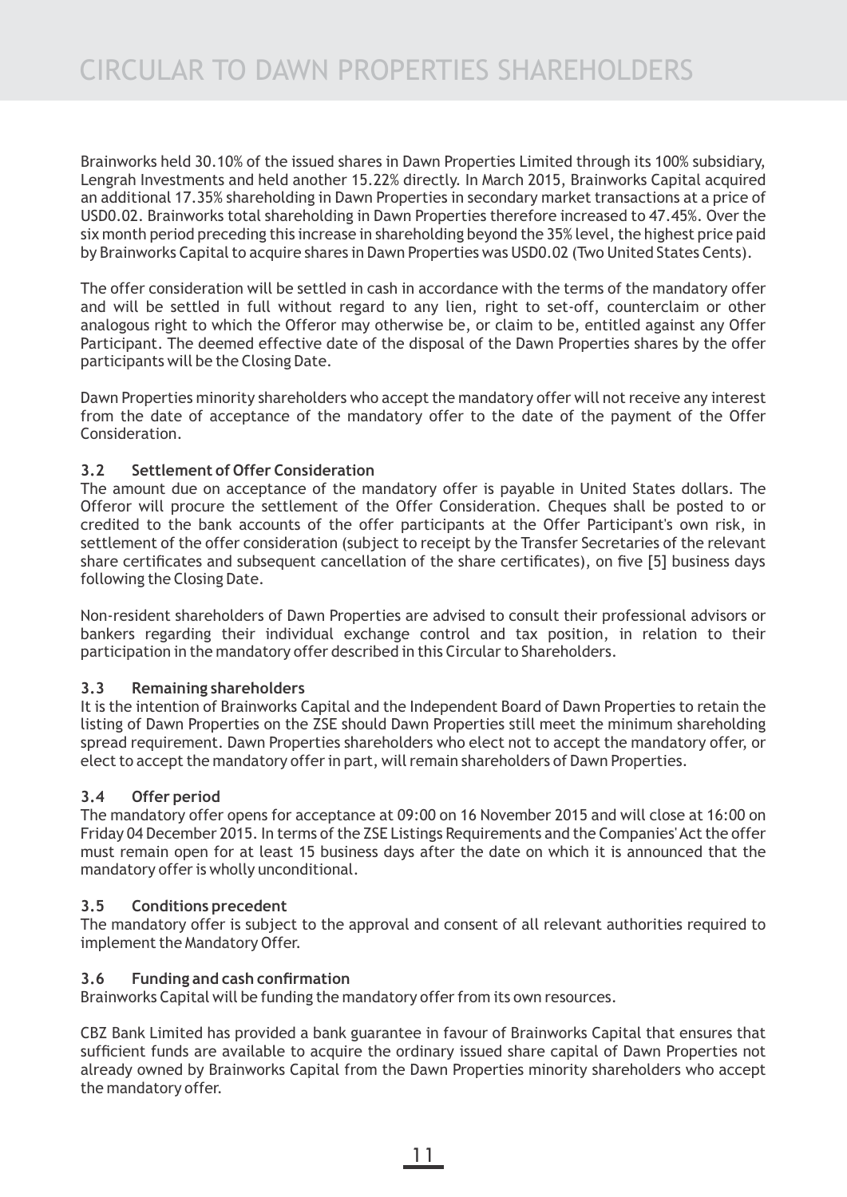Brainworks held 30.10% of the issued shares in Dawn Properties Limited through its 100% subsidiary, Lengrah Investments and held another 15.22% directly. In March 2015, Brainworks Capital acquired an additional 17.35% shareholding in Dawn Properties in secondary market transactions at a price of USD0.02. Brainworks total shareholding in Dawn Properties therefore increased to 47.45%. Over the six month period preceding this increase in shareholding beyond the 35% level, the highest price paid by Brainworks Capital to acquire shares in Dawn Properties was USD0.02 (Two United States Cents).

The offer consideration will be settled in cash in accordance with the terms of the mandatory offer and will be settled in full without regard to any lien, right to set-off, counterclaim or other analogous right to which the Offeror may otherwise be, or claim to be, entitled against any Offer Participant. The deemed effective date of the disposal of the Dawn Properties shares by the offer participants will be the Closing Date.

Dawn Properties minority shareholders who accept the mandatory offer will not receive any interest from the date of acceptance of the mandatory offer to the date of the payment of the Offer Consideration.

### 3.2 Settlement of Offer Consideration

The amount due on acceptance of the mandatory offer is payable in United States dollars. The Offeror will procure the settlement of the Offer Consideration. Cheques shall be posted to or credited to the bank accounts of the offer participants at the Offer Participant's own risk, in settlement of the offer consideration (subject to receipt by the Transfer Secretaries of the relevant share certificates and subsequent cancellation of the share certificates), on five [5] business days following the Closing Date.

Non-resident shareholders of Dawn Properties are advised to consult their professional advisors or bankers regarding their individual exchange control and tax position, in relation to their participation in the mandatory offer described in this Circular to Shareholders.

### 3.3 Remaining shareholders

It is the intention of Brainworks Capital and the Independent Board of Dawn Properties to retain the listing of Dawn Properties on the ZSE should Dawn Properties still meet the minimum shareholding spread requirement. Dawn Properties shareholders who elect not to accept the mandatory offer, or elect to accept the mandatory offer in part, will remain shareholders of Dawn Properties.

### 3.4 Offer period

The mandatory offer opens for acceptance at 09:00 on 16 November 2015 and will close at 16:00 on Friday 04 December 2015. In terms of the ZSE Listings Requirements and the Companies' Act the offer must remain open for at least 15 business days after the date on which it is announced that the mandatory offer is wholly unconditional.

### 3.5 Conditions precedent

The mandatory offer is subject to the approval and consent of all relevant authorities required to implement the Mandatory Offer.

### 3.6 Funding and cash confirmation

Brainworks Capital will be funding the mandatory offer from its own resources.

CBZ Bank Limited has provided a bank guarantee in favour of Brainworks Capital that ensures that sufficient funds are available to acquire the ordinary issued share capital of Dawn Properties not already owned by Brainworks Capital from the Dawn Properties minority shareholders who accept the mandatory offer.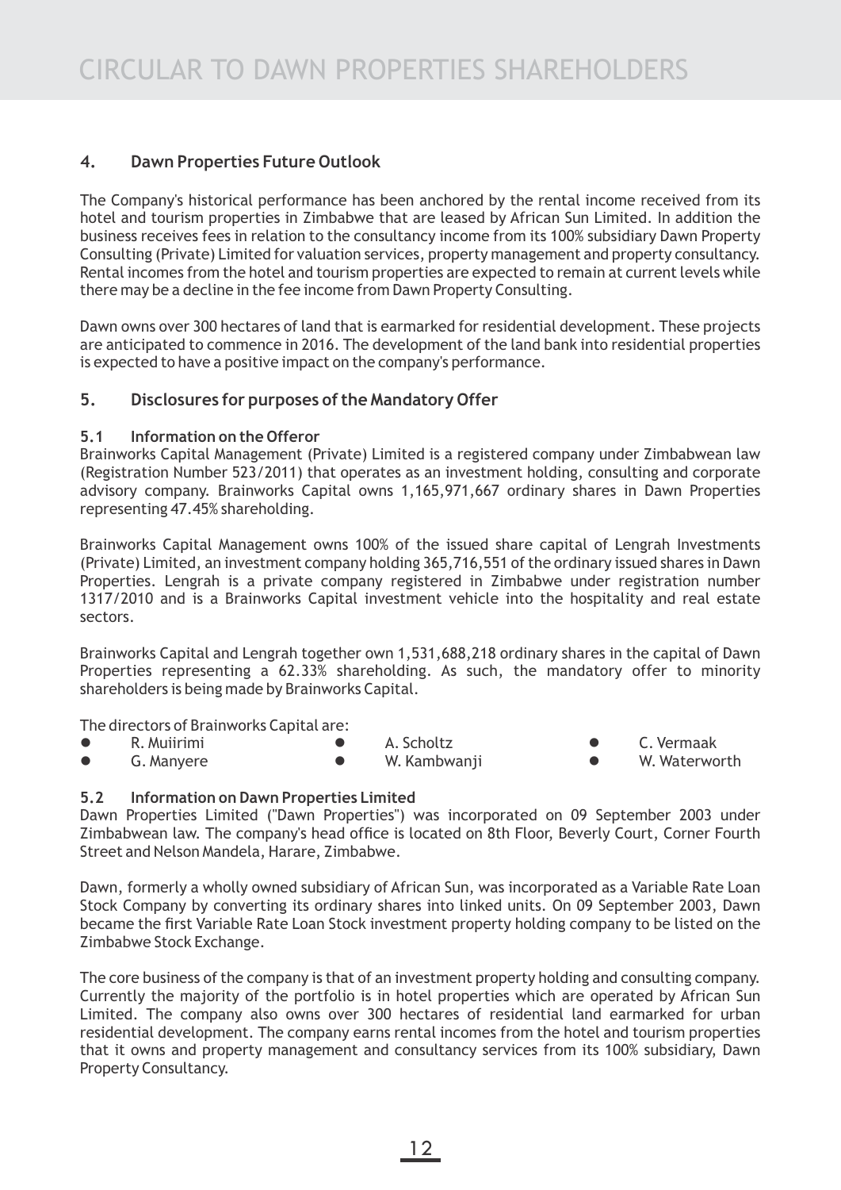## 4. Dawn Properties Future Outlook

The Company's historical performance has been anchored by the rental income received from its hotel and tourism properties in Zimbabwe that are leased by African Sun Limited. In addition the business receives fees in relation to the consultancy income from its 100% subsidiary Dawn Property Consulting (Private) Limited for valuation services, property management and property consultancy. Rental incomes from the hotel and tourism properties are expected to remain at current levels while there may be a decline in the fee income from Dawn Property Consulting.

Dawn owns over 300 hectares of land that is earmarked for residential development. These projects are anticipated to commence in 2016. The development of the land bank into residential properties is expected to have a positive impact on the company's performance.

## 5. Disclosures for purposes of the Mandatory Offer

### 5.1 Information on the Offeror

Brainworks Capital Management (Private) Limited is a registered company under Zimbabwean law (Registration Number 523/2011) that operates as an investment holding, consulting and corporate advisory company. Brainworks Capital owns 1,165,971,667 ordinary shares in Dawn Properties representing 47.45% shareholding.

Brainworks Capital Management owns 100% of the issued share capital of Lengrah Investments (Private) Limited, an investment company holding 365,716,551 of the ordinary issued shares in Dawn Properties. Lengrah is a private company registered in Zimbabwe under registration number 1317/2010 and is a Brainworks Capital investment vehicle into the hospitality and real estate sectors.

Brainworks Capital and Lengrah together own 1,531,688,218 ordinary shares in the capital of Dawn Properties representing a 62.33% shareholding. As such, the mandatory offer to minority shareholders is being made by Brainworks Capital.

The directors of Brainworks Capital are:

- R. Muiirimi
- A. Scholtz
- C. Vermaak
- G. Manyere
- W. Kambwanji
- W. Waterworth

### 5.2 Information on Dawn Properties Limited

Dawn Properties Limited ("Dawn Properties") was incorporated on 09 September 2003 under Zimbabwean law. The company's head office is located on 8th Floor, Beverly Court, Corner Fourth Street and Nelson Mandela, Harare, Zimbabwe.

Dawn, formerly a wholly owned subsidiary of African Sun, was incorporated as a Variable Rate Loan Stock Company by converting its ordinary shares into linked units. On 09 September 2003, Dawn became the first Variable Rate Loan Stock investment property holding company to be listed on the Zimbabwe Stock Exchange.

The core business of the company is that of an investment property holding and consulting company. Currently the majority of the portfolio is in hotel properties which are operated by African Sun Limited. The company also owns over 300 hectares of residential land earmarked for urban residential development. The company earns rental incomes from the hotel and tourism properties that it owns and property management and consultancy services from its 100% subsidiary, Dawn Property Consultancy.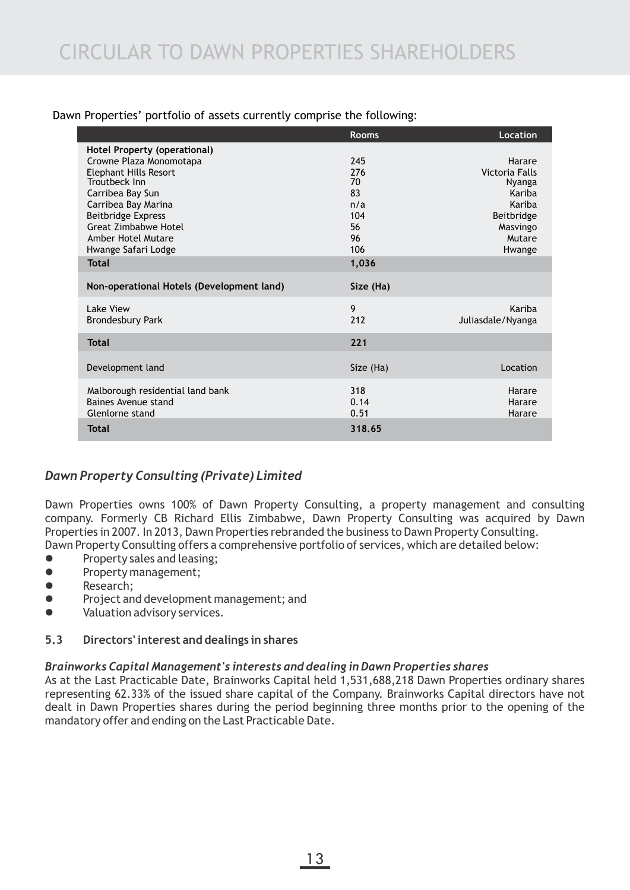Dawn Properties' portfolio of assets currently comprise the following:

| | Rooms | Location |
|---|---|---|
| **Hotel Property (operational)** | | |
| Crowne Plaza Monomotapa | 245 | Harare |
| Elephant Hills Resort | 276 | Victoria Falls |
| Troutbeck Inn | 70 | Nyanga |
| Carribea Bay Sun | 83 | Kariba |
| Carribea Bay Marina | n/a | Kariba |
| Beitbridge Express | 104 | Beitbridge |
| Great Zimbabwe Hotel | 56 | Masvingo |
| Amber Hotel Mutare | 96 | Mutare |
| Hwange Safari Lodge | 106 | Hwange |
| **Total** | **1,036** | |
| **Non-operational Hotels (Development land)** | **Size (Ha)** | |
| Lake View | 9 | Kariba |
| Brondesbury Park | 212 | Juliasdale/Nyanga |
| **Total** | **221** | |
| Development land | Size (Ha) | Location |
| Malborough residential land bank | 318 | Harare |
| Baines Avenue stand | 0.14 | Harare |
| Glenlorne stand | 0.51 | Harare |
| **Total** | **318.65** | |

### *Dawn Property Consulting (Private) Limited*

Dawn Properties owns 100% of Dawn Property Consulting, a property management and consulting company. Formerly CB Richard Ellis Zimbabwe, Dawn Property Consulting was acquired by Dawn Properties in 2007. In 2013, Dawn Properties rebranded the business to Dawn Property Consulting. Dawn Property Consulting offers a comprehensive portfolio of services, which are detailed below:

- Property sales and leasing;
- Property management;
- Research;
- Project and development management; and
- Valuation advisory services.

### 5.3 Directors' interest and dealings in shares

***Brainworks Capital Management's interests and dealing in Dawn Properties shares***

As at the Last Practicable Date, Brainworks Capital held 1,531,688,218 Dawn Properties ordinary shares representing 62.33% of the issued share capital of the Company. Brainworks Capital directors have not dealt in Dawn Properties shares during the period beginning three months prior to the opening of the mandatory offer and ending on the Last Practicable Date.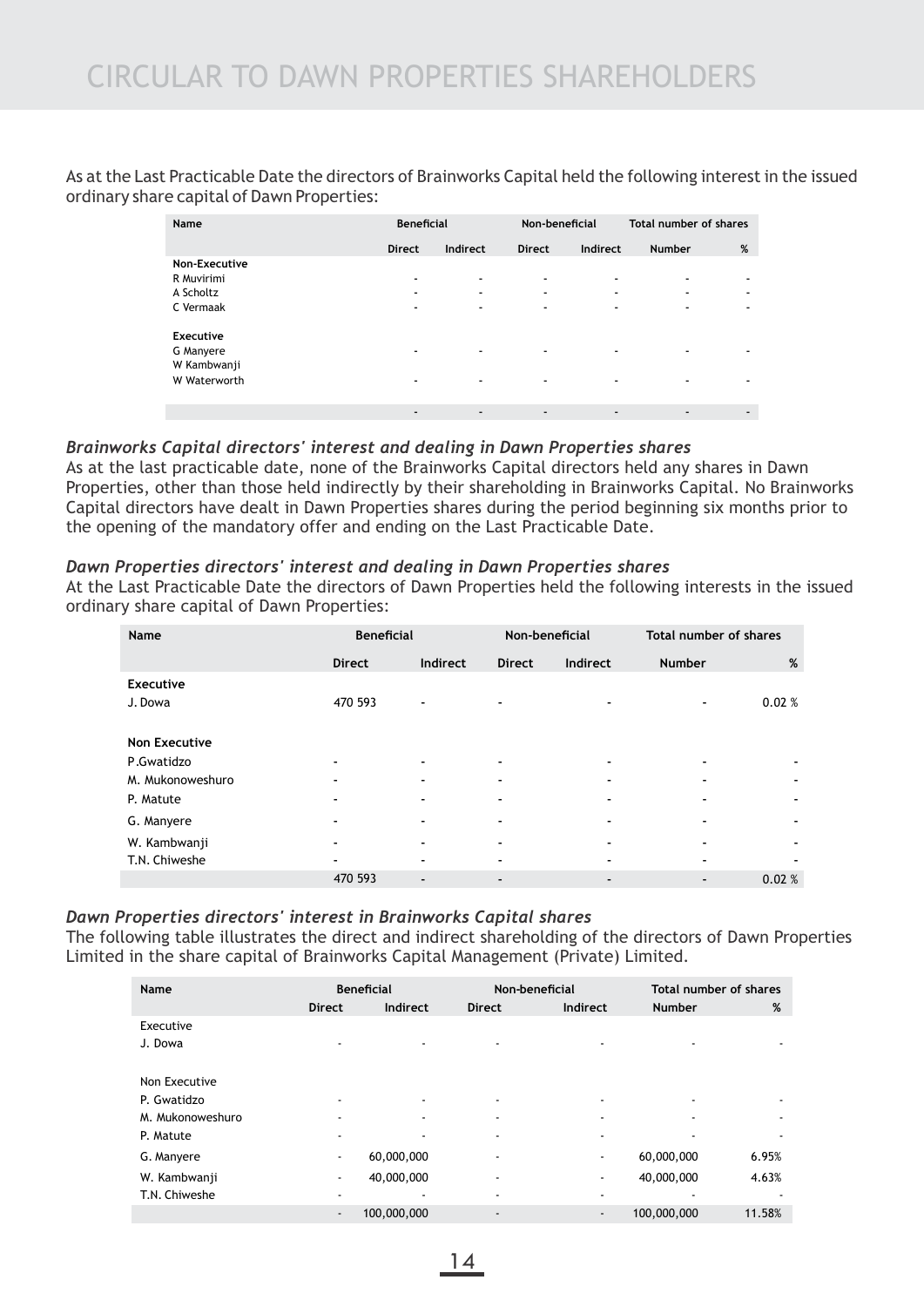# CIRCULAR TO DAWN PROPERTIES SHAREHOLDERS

As at the Last Practicable Date the directors of Brainworks Capital held the following interest in the issued ordinary share capital of Dawn Properties:

| Name | Beneficial | | Non-beneficial | | Total number of shares | |
|---|---|---|---|---|---|---|
| | Direct | Indirect | Direct | Indirect | Number | % |
| **Non-Executive** | | | | | | |
| R Muvirimi | - | - | - | - | - | - |
| A Scholtz | - | - | - | - | - | - |
| C Vermaak | - | - | - | - | - | - |
| **Executive** | | | | | | |
| G Manyere | - | - | - | - | - | - |
| W Kambwanji | | | | | | |
| W Waterworth | - | - | - | - | - | - |
| | - | - | - | - | - | - |

### *Brainworks Capital directors' interest and dealing in Dawn Properties shares*

As at the last practicable date, none of the Brainworks Capital directors held any shares in Dawn Properties, other than those held indirectly by their shareholding in Brainworks Capital. No Brainworks Capital directors have dealt in Dawn Properties shares during the period beginning six months prior to the opening of the mandatory offer and ending on the Last Practicable Date.

### *Dawn Properties directors' interest and dealing in Dawn Properties shares*

At the Last Practicable Date the directors of Dawn Properties held the following interests in the issued ordinary share capital of Dawn Properties:

| Name | Beneficial | | Non-beneficial | | Total number of shares | |
|---|---|---|---|---|---|---|
| | Direct | Indirect | Direct | Indirect | Number | % |
| **Executive** | | | | | | |
| J. Dowa | 470 593 | - | - | - | - | 0.02 % |
| **Non Executive** | | | | | | |
| P.Gwatidzo | - | - | - | - | - | - |
| M. Mukonoweshuro | - | - | - | - | - | - |
| P. Matute | - | - | - | - | - | - |
| G. Manyere | - | - | - | - | - | - |
| W. Kambwanji | - | - | - | - | - | - |
| T.N. Chiweshe | - | - | - | - | - | - |
| | 470 593 | - | - | - | - | 0.02 % |

### *Dawn Properties directors' interest in Brainworks Capital shares*

The following table illustrates the direct and indirect shareholding of the directors of Dawn Properties Limited in the share capital of Brainworks Capital Management (Private) Limited.

| Name | Beneficial | | Non-beneficial | | Total number of shares | |
|---|---|---|---|---|---|---|
| | Direct | Indirect | Direct | Indirect | Number | % |
| Executive | | | | | | |
| J. Dowa | - | - | - | - | - | - |
| Non Executive | | | | | | |
| P. Gwatidzo | - | - | - | - | - | - |
| M. Mukonoweshuro | - | - | - | - | - | - |
| P. Matute | - | - | - | - | - | - |
| G. Manyere | - | 60,000,000 | - | - | 60,000,000 | 6.95% |
| W. Kambwanji | - | 40,000,000 | - | - | 40,000,000 | 4.63% |
| T.N. Chiweshe | - | - | - | - | - | - |
| | - | 100,000,000 | - | - | 100,000,000 | 11.58% |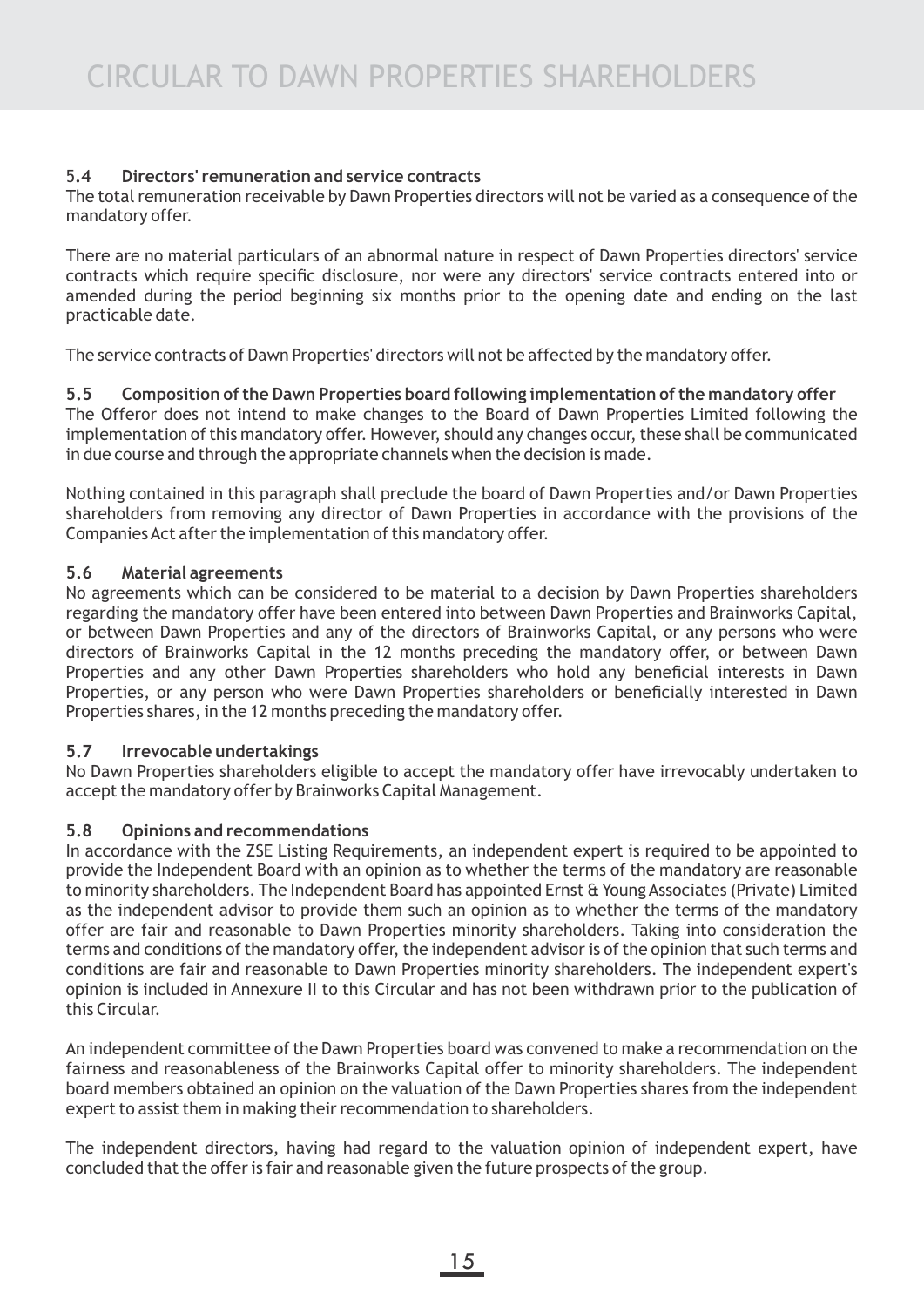### 5.4 Directors' remuneration and service contracts

The total remuneration receivable by Dawn Properties directors will not be varied as a consequence of the mandatory offer.

There are no material particulars of an abnormal nature in respect of Dawn Properties directors' service contracts which require specific disclosure, nor were any directors' service contracts entered into or amended during the period beginning six months prior to the opening date and ending on the last practicable date.

The service contracts of Dawn Properties' directors will not be affected by the mandatory offer.

### 5.5 Composition of the Dawn Properties board following implementation of the mandatory offer

The Offeror does not intend to make changes to the Board of Dawn Properties Limited following the implementation of this mandatory offer. However, should any changes occur, these shall be communicated in due course and through the appropriate channels when the decision is made.

Nothing contained in this paragraph shall preclude the board of Dawn Properties and/or Dawn Properties shareholders from removing any director of Dawn Properties in accordance with the provisions of the Companies Act after the implementation of this mandatory offer.

### 5.6 Material agreements

No agreements which can be considered to be material to a decision by Dawn Properties shareholders regarding the mandatory offer have been entered into between Dawn Properties and Brainworks Capital, or between Dawn Properties and any of the directors of Brainworks Capital, or any persons who were directors of Brainworks Capital in the 12 months preceding the mandatory offer, or between Dawn Properties and any other Dawn Properties shareholders who hold any beneficial interests in Dawn Properties, or any person who were Dawn Properties shareholders or beneficially interested in Dawn Properties shares, in the 12 months preceding the mandatory offer.

### 5.7 Irrevocable undertakings

No Dawn Properties shareholders eligible to accept the mandatory offer have irrevocably undertaken to accept the mandatory offer by Brainworks Capital Management.

### 5.8 Opinions and recommendations

In accordance with the ZSE Listing Requirements, an independent expert is required to be appointed to provide the Independent Board with an opinion as to whether the terms of the mandatory are reasonable to minority shareholders. The Independent Board has appointed Ernst & Young Associates (Private) Limited as the independent advisor to provide them such an opinion as to whether the terms of the mandatory offer are fair and reasonable to Dawn Properties minority shareholders. Taking into consideration the terms and conditions of the mandatory offer, the independent advisor is of the opinion that such terms and conditions are fair and reasonable to Dawn Properties minority shareholders. The independent expert's opinion is included in Annexure II to this Circular and has not been withdrawn prior to the publication of this Circular.

An independent committee of the Dawn Properties board was convened to make a recommendation on the fairness and reasonableness of the Brainworks Capital offer to minority shareholders. The independent board members obtained an opinion on the valuation of the Dawn Properties shares from the independent expert to assist them in making their recommendation to shareholders.

The independent directors, having had regard to the valuation opinion of independent expert, have concluded that the offer is fair and reasonable given the future prospects of the group.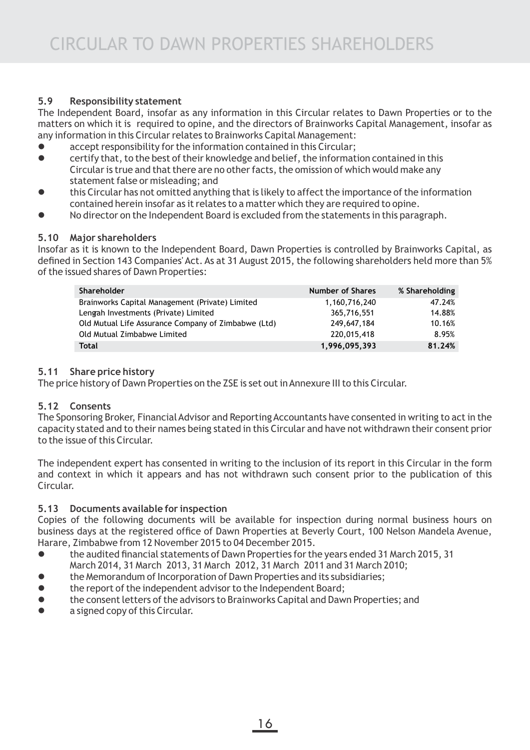### 5.9 Responsibility statement

The Independent Board, insofar as any information in this Circular relates to Dawn Properties or to the matters on which it is required to opine, and the directors of Brainworks Capital Management, insofar as any information in this Circular relates to Brainworks Capital Management:

- accept responsibility for the information contained in this Circular;
- certify that, to the best of their knowledge and belief, the information contained in this Circular is true and that there are no other facts, the omission of which would make any statement false or misleading; and
- this Circular has not omitted anything that is likely to affect the importance of the information contained herein insofar as it relates to a matter which they are required to opine.
- No director on the Independent Board is excluded from the statements in this paragraph.

### 5.10 Major shareholders

Insofar as it is known to the Independent Board, Dawn Properties is controlled by Brainworks Capital, as defined in Section 143 Companies' Act. As at 31 August 2015, the following shareholders held more than 5% of the issued shares of Dawn Properties:

| Shareholder | Number of Shares | % Shareholding |
|---|---|---|
| Brainworks Capital Management (Private) Limited | 1,160,716,240 | 47.24% |
| Lengrah Investments (Private) Limited | 365,716,551 | 14.88% |
| Old Mutual Life Assurance Company of Zimbabwe (Ltd) | 249,647,184 | 10.16% |
| Old Mutual Zimbabwe Limited | 220,015,418 | 8.95% |
| **Total** | **1,996,095,393** | **81.24%** |

### 5.11 Share price history

The price history of Dawn Properties on the ZSE is set out in Annexure III to this Circular.

### 5.12 Consents

The Sponsoring Broker, Financial Advisor and Reporting Accountants have consented in writing to act in the capacity stated and to their names being stated in this Circular and have not withdrawn their consent prior to the issue of this Circular.

The independent expert has consented in writing to the inclusion of its report in this Circular in the form and context in which it appears and has not withdrawn such consent prior to the publication of this Circular.

### 5.13 Documents available for inspection

Copies of the following documents will be available for inspection during normal business hours on business days at the registered office of Dawn Properties at Beverly Court, 100 Nelson Mandela Avenue, Harare, Zimbabwe from 12 November 2015 to 04 December 2015.

- the audited financial statements of Dawn Properties for the years ended 31 March 2015, 31 March 2014, 31 March 2013, 31 March 2012, 31 March 2011 and 31 March 2010;
- the Memorandum of Incorporation of Dawn Properties and its subsidiaries;
- the report of the independent advisor to the Independent Board;
- the consent letters of the advisors to Brainworks Capital and Dawn Properties; and
- a signed copy of this Circular.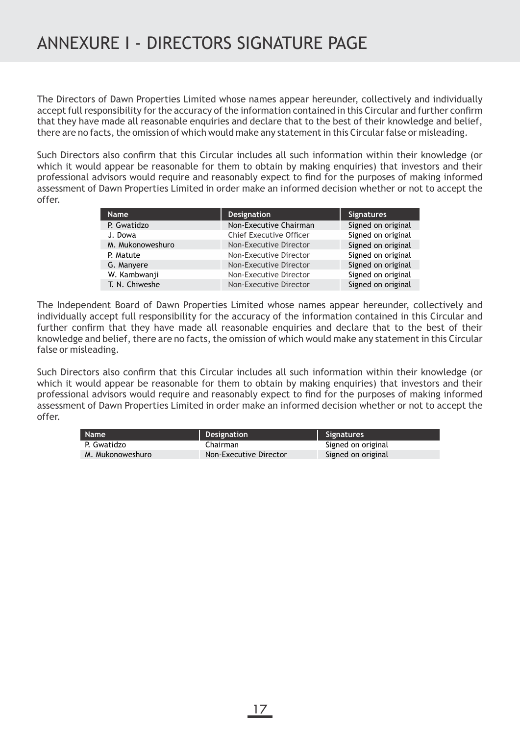# ANNEXURE I - DIRECTORS SIGNATURE PAGE

The Directors of Dawn Properties Limited whose names appear hereunder, collectively and individually accept full responsibility for the accuracy of the information contained in this Circular and further confirm that they have made all reasonable enquiries and declare that to the best of their knowledge and belief, there are no facts, the omission of which would make any statement in this Circular false or misleading.

Such Directors also confirm that this Circular includes all such information within their knowledge (or which it would appear be reasonable for them to obtain by making enquiries) that investors and their professional advisors would require and reasonably expect to find for the purposes of making informed assessment of Dawn Properties Limited in order make an informed decision whether or not to accept the offer.

| Name | Designation | Signatures |
|---|---|---|
| P. Gwatidzo | Non-Executive Chairman | Signed on original |
| J. Dowa | Chief Executive Officer | Signed on original |
| M. Mukonoweshuro | Non-Executive Director | Signed on original |
| P. Matute | Non-Executive Director | Signed on original |
| G. Manyere | Non-Executive Director | Signed on original |
| W. Kambwanji | Non-Executive Director | Signed on original |
| T. N. Chiweshe | Non-Executive Director | Signed on original |

The Independent Board of Dawn Properties Limited whose names appear hereunder, collectively and individually accept full responsibility for the accuracy of the information contained in this Circular and further confirm that they have made all reasonable enquiries and declare that to the best of their knowledge and belief, there are no facts, the omission of which would make any statement in this Circular false or misleading.

Such Directors also confirm that this Circular includes all such information within their knowledge (or which it would appear be reasonable for them to obtain by making enquiries) that investors and their professional advisors would require and reasonably expect to find for the purposes of making informed assessment of Dawn Properties Limited in order make an informed decision whether or not to accept the offer.

| Name | Designation | Signatures |
|---|---|---|
| P. Gwatidzo | Chairman | Signed on original |
| M. Mukonoweshuro | Non-Executive Director | Signed on original |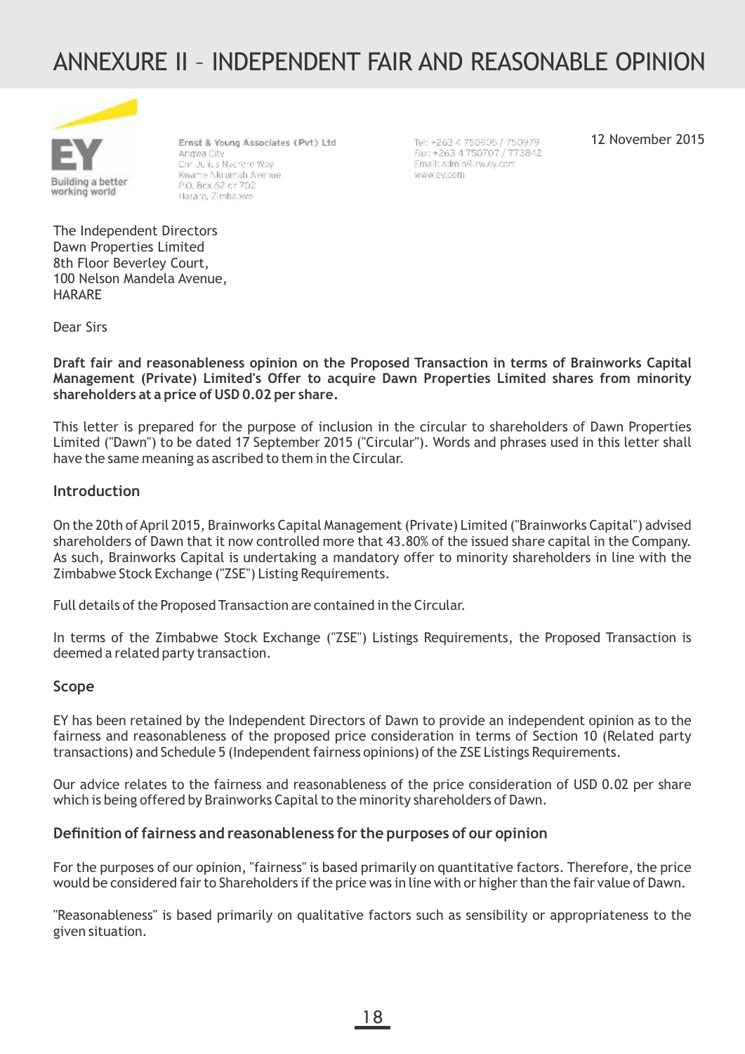# ANNEXURE II – INDEPENDENT FAIR AND REASONABLE OPINION

EY
Building a better working world

Ernst & Young Associates (Pvt) Ltd
Angwa City
Cnr Julius Nyerere Way
Kwame Nkrumah Avenue
P.O. Box 62 or 702
Harare, Zimbabwe

Tel: +263 4 750905 / 750979
Fax: +263 4 750707 / 773842
Email: admin@zw.ey.com
www.ey.com

12 November 2015

The Independent Directors
Dawn Properties Limited
8th Floor Beverley Court,
100 Nelson Mandela Avenue,
HARARE

Dear Sirs

**Draft fair and reasonableness opinion on the Proposed Transaction in terms of Brainworks Capital Management (Private) Limited's Offer to acquire Dawn Properties Limited shares from minority shareholders at a price of USD 0.02 per share.**

This letter is prepared for the purpose of inclusion in the circular to shareholders of Dawn Properties Limited ("Dawn") to be dated 17 September 2015 ("Circular"). Words and phrases used in this letter shall have the same meaning as ascribed to them in the Circular.

## Introduction

On the 20th of April 2015, Brainworks Capital Management (Private) Limited ("Brainworks Capital") advised shareholders of Dawn that it now controlled more that 43.80% of the issued share capital in the Company. As such, Brainworks Capital is undertaking a mandatory offer to minority shareholders in line with the Zimbabwe Stock Exchange ("ZSE") Listing Requirements.

Full details of the Proposed Transaction are contained in the Circular.

In terms of the Zimbabwe Stock Exchange ("ZSE") Listings Requirements, the Proposed Transaction is deemed a related party transaction.

## Scope

EY has been retained by the Independent Directors of Dawn to provide an independent opinion as to the fairness and reasonableness of the proposed price consideration in terms of Section 10 (Related party transactions) and Schedule 5 (Independent fairness opinions) of the ZSE Listings Requirements.

Our advice relates to the fairness and reasonableness of the price consideration of USD 0.02 per share which is being offered by Brainworks Capital to the minority shareholders of Dawn.

## Definition of fairness and reasonableness for the purposes of our opinion

For the purposes of our opinion, "fairness" is based primarily on quantitative factors. Therefore, the price would be considered fair to Shareholders if the price was in line with or higher than the fair value of Dawn.

"Reasonableness" is based primarily on qualitative factors such as sensibility or appropriateness to the given situation.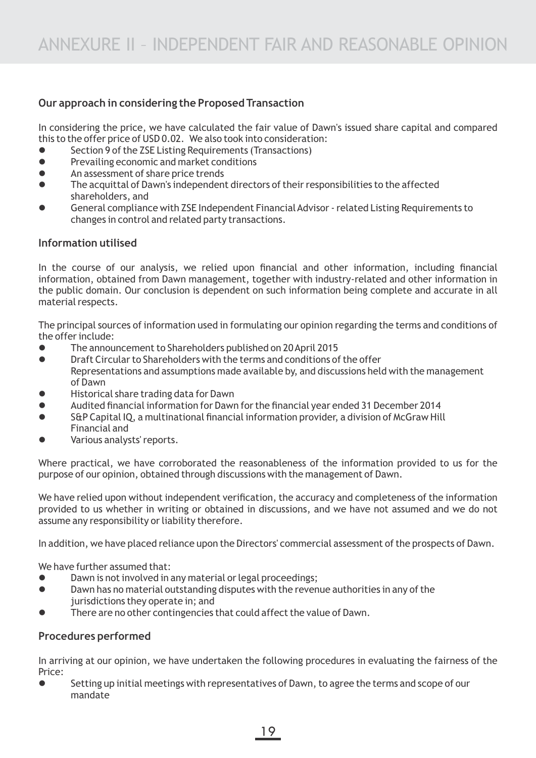# ANNEXURE II – INDEPENDENT FAIR AND REASONABLE OPINION

### Our approach in considering the Proposed Transaction

In considering the price, we have calculated the fair value of Dawn's issued share capital and compared this to the offer price of USD 0.02. We also took into consideration:

- Section 9 of the ZSE Listing Requirements (Transactions)
- Prevailing economic and market conditions
- An assessment of share price trends
- The acquittal of Dawn's independent directors of their responsibilities to the affected shareholders, and
- General compliance with ZSE Independent Financial Advisor - related Listing Requirements to changes in control and related party transactions.

### Information utilised

In the course of our analysis, we relied upon financial and other information, including financial information, obtained from Dawn management, together with industry-related and other information in the public domain. Our conclusion is dependent on such information being complete and accurate in all material respects.

The principal sources of information used in formulating our opinion regarding the terms and conditions of the offer include:

- The announcement to Shareholders published on 20 April 2015
- Draft Circular to Shareholders with the terms and conditions of the offer
  Representations and assumptions made available by, and discussions held with the management of Dawn
- Historical share trading data for Dawn
- Audited financial information for Dawn for the financial year ended 31 December 2014
- S&P Capital IQ, a multinational financial information provider, a division of McGraw Hill Financial and
- Various analysts' reports.

Where practical, we have corroborated the reasonableness of the information provided to us for the purpose of our opinion, obtained through discussions with the management of Dawn.

We have relied upon without independent verification, the accuracy and completeness of the information provided to us whether in writing or obtained in discussions, and we have not assumed and we do not assume any responsibility or liability therefore.

In addition, we have placed reliance upon the Directors' commercial assessment of the prospects of Dawn.

We have further assumed that:

- Dawn is not involved in any material or legal proceedings;
- Dawn has no material outstanding disputes with the revenue authorities in any of the jurisdictions they operate in; and
- There are no other contingencies that could affect the value of Dawn.

### Procedures performed

In arriving at our opinion, we have undertaken the following procedures in evaluating the fairness of the Price:

- Setting up initial meetings with representatives of Dawn, to agree the terms and scope of our mandate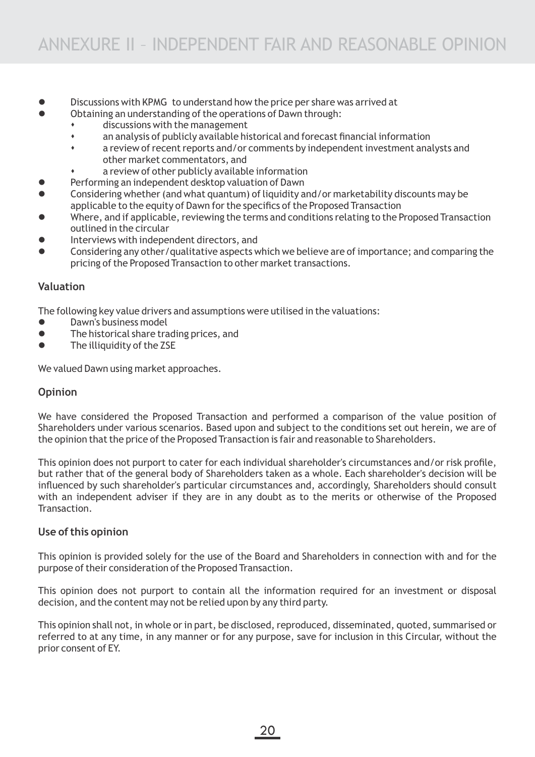- Discussions with KPMG to understand how the price per share was arrived at
- Obtaining an understanding of the operations of Dawn through:
  - discussions with the management
  - an analysis of publicly available historical and forecast financial information
  - a review of recent reports and/or comments by independent investment analysts and other market commentators, and
  - a review of other publicly available information
- Performing an independent desktop valuation of Dawn
- Considering whether (and what quantum) of liquidity and/or marketability discounts may be applicable to the equity of Dawn for the specifics of the Proposed Transaction
- Where, and if applicable, reviewing the terms and conditions relating to the Proposed Transaction outlined in the circular
- Interviews with independent directors, and
- Considering any other/qualitative aspects which we believe are of importance; and comparing the pricing of the Proposed Transaction to other market transactions.

### Valuation

The following key value drivers and assumptions were utilised in the valuations:

- Dawn's business model
- The historical share trading prices, and
- The illiquidity of the ZSE

We valued Dawn using market approaches.

### Opinion

We have considered the Proposed Transaction and performed a comparison of the value position of Shareholders under various scenarios. Based upon and subject to the conditions set out herein, we are of the opinion that the price of the Proposed Transaction is fair and reasonable to Shareholders.

This opinion does not purport to cater for each individual shareholder's circumstances and/or risk profile, but rather that of the general body of Shareholders taken as a whole. Each shareholder's decision will be influenced by such shareholder's particular circumstances and, accordingly, Shareholders should consult with an independent adviser if they are in any doubt as to the merits or otherwise of the Proposed Transaction.

### Use of this opinion

This opinion is provided solely for the use of the Board and Shareholders in connection with and for the purpose of their consideration of the Proposed Transaction.

This opinion does not purport to contain all the information required for an investment or disposal decision, and the content may not be relied upon by any third party.

This opinion shall not, in whole or in part, be disclosed, reproduced, disseminated, quoted, summarised or referred to at any time, in any manner or for any purpose, save for inclusion in this Circular, without the prior consent of EY.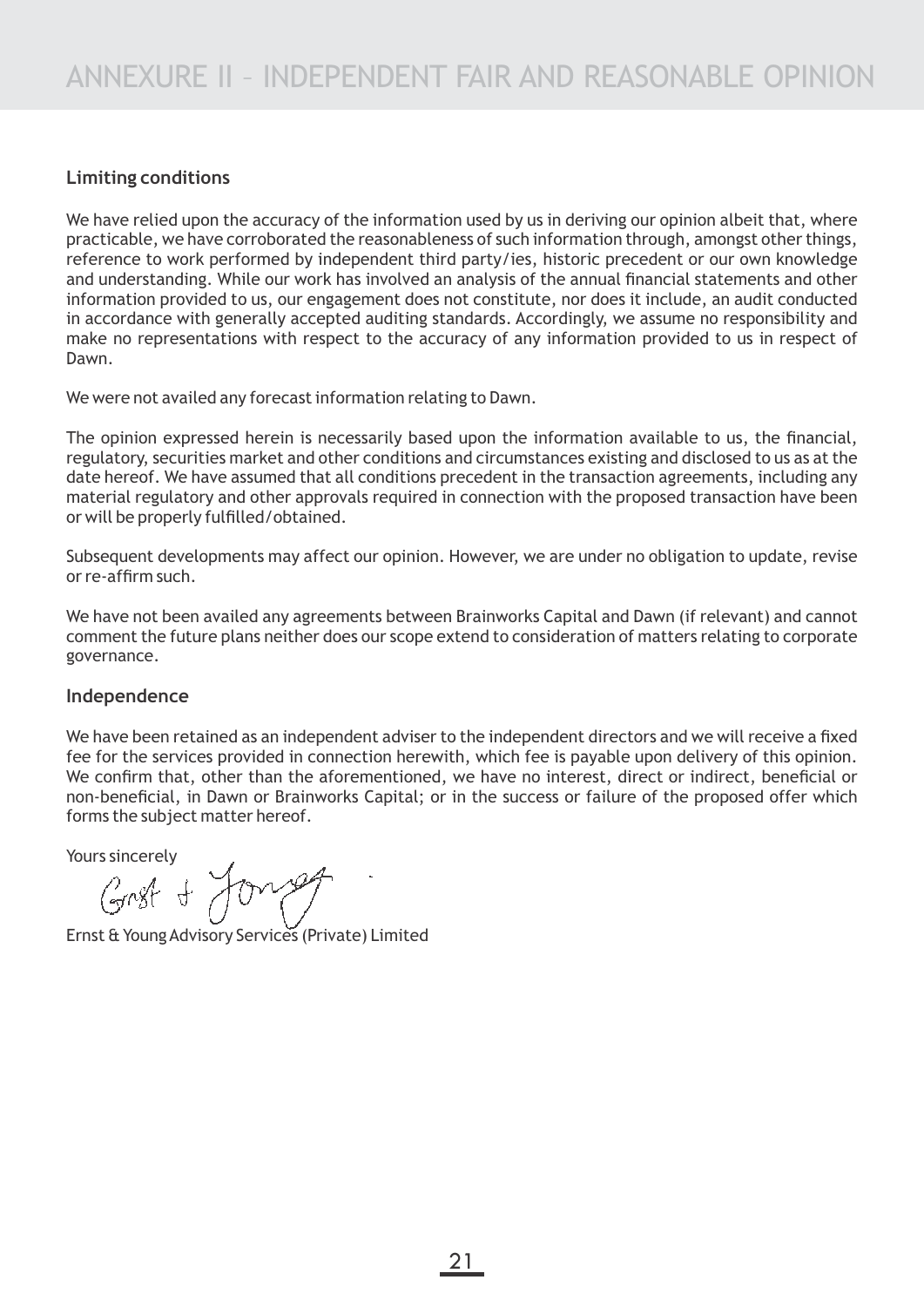# ANNEXURE II – INDEPENDENT FAIR AND REASONABLE OPINION

## Limiting conditions

We have relied upon the accuracy of the information used by us in deriving our opinion albeit that, where practicable, we have corroborated the reasonableness of such information through, amongst other things, reference to work performed by independent third party/ies, historic precedent or our own knowledge and understanding. While our work has involved an analysis of the annual financial statements and other information provided to us, our engagement does not constitute, nor does it include, an audit conducted in accordance with generally accepted auditing standards. Accordingly, we assume no responsibility and make no representations with respect to the accuracy of any information provided to us in respect of Dawn.

We were not availed any forecast information relating to Dawn.

The opinion expressed herein is necessarily based upon the information available to us, the financial, regulatory, securities market and other conditions and circumstances existing and disclosed to us as at the date hereof. We have assumed that all conditions precedent in the transaction agreements, including any material regulatory and other approvals required in connection with the proposed transaction have been or will be properly fulfilled/obtained.

Subsequent developments may affect our opinion. However, we are under no obligation to update, revise or re-affirm such.

We have not been availed any agreements between Brainworks Capital and Dawn (if relevant) and cannot comment the future plans neither does our scope extend to consideration of matters relating to corporate governance.

## Independence

We have been retained as an independent adviser to the independent directors and we will receive a fixed fee for the services provided in connection herewith, which fee is payable upon delivery of this opinion. We confirm that, other than the aforementioned, we have no interest, direct or indirect, beneficial or non-beneficial, in Dawn or Brainworks Capital; or in the success or failure of the proposed offer which forms the subject matter hereof.

Yours sincerely

Ernst & Young

Ernst & Young Advisory Services (Private) Limited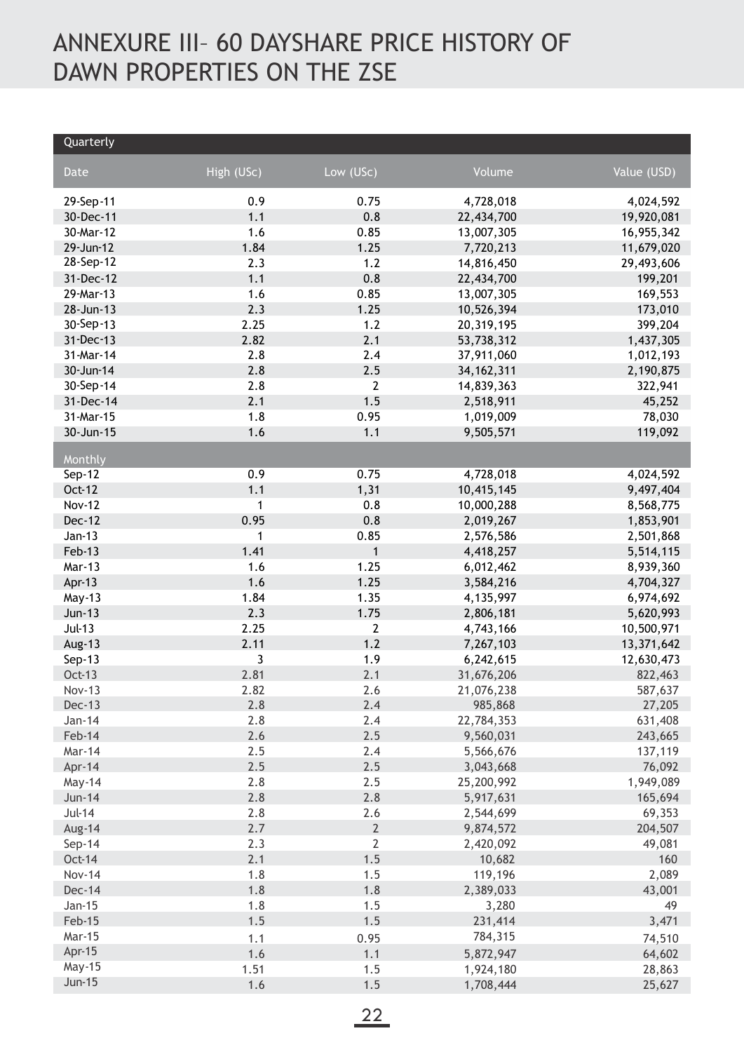# ANNEXURE III– 60 DAYSHARE PRICE HISTORY OF DAWN PROPERTIES ON THE ZSE

| Quarterly | | | | |
|---|---|---|---|---|
| Date | High (USc) | Low (USc) | Volume | Value (USD) |
| 29-Sep-11 | 0.9 | 0.75 | 4,728,018 | 4,024,592 |
| 30-Dec-11 | 1.1 | 0.8 | 22,434,700 | 19,920,081 |
| 30-Mar-12 | 1.6 | 0.85 | 13,007,305 | 16,955,342 |
| 29-Jun-12 | 1.84 | 1.25 | 7,720,213 | 11,679,020 |
| 28-Sep-12 | 2.3 | 1.2 | 14,816,450 | 29,493,606 |
| 31-Dec-12 | 1.1 | 0.8 | 22,434,700 | 199,201 |
| 29-Mar-13 | 1.6 | 0.85 | 13,007,305 | 169,553 |
| 28-Jun-13 | 2.3 | 1.25 | 10,526,394 | 173,010 |
| 30-Sep-13 | 2.25 | 1.2 | 20,319,195 | 399,204 |
| 31-Dec-13 | 2.82 | 2.1 | 53,738,312 | 1,437,305 |
| 31-Mar-14 | 2.8 | 2.4 | 37,911,060 | 1,012,193 |
| 30-Jun-14 | 2.8 | 2.5 | 34,162,311 | 2,190,875 |
| 30-Sep-14 | 2.8 | 2 | 14,839,363 | 322,941 |
| 31-Dec-14 | 2.1 | 1.5 | 2,518,911 | 45,252 |
| 31-Mar-15 | 1.8 | 0.95 | 1,019,009 | 78,030 |
| 30-Jun-15 | 1.6 | 1.1 | 9,505,571 | 119,092 |
| **Monthly** | | | | |
| Sep-12 | 0.9 | 0.75 | 4,728,018 | 4,024,592 |
| Oct-12 | 1.1 | 1,31 | 10,415,145 | 9,497,404 |
| Nov-12 | 1 | 0.8 | 10,000,288 | 8,568,775 |
| Dec-12 | 0.95 | 0.8 | 2,019,267 | 1,853,901 |
| Jan-13 | 1 | 0.85 | 2,576,586 | 2,501,868 |
| Feb-13 | 1.41 | 1 | 4,418,257 | 5,514,115 |
| Mar-13 | 1.6 | 1.25 | 6,012,462 | 8,939,360 |
| Apr-13 | 1.6 | 1.25 | 3,584,216 | 4,704,327 |
| May-13 | 1.84 | 1.35 | 4,135,997 | 6,974,692 |
| Jun-13 | 2.3 | 1.75 | 2,806,181 | 5,620,993 |
| Jul-13 | 2.25 | 2 | 4,743,166 | 10,500,971 |
| Aug-13 | 2.11 | 1.2 | 7,267,103 | 13,371,642 |
| Sep-13 | 3 | 1.9 | 6,242,615 | 12,630,473 |
| Oct-13 | 2.81 | 2.1 | 31,676,206 | 822,463 |
| Nov-13 | 2.82 | 2.6 | 21,076,238 | 587,637 |
| Dec-13 | 2.8 | 2.4 | 985,868 | 27,205 |
| Jan-14 | 2.8 | 2.4 | 22,784,353 | 631,408 |
| Feb-14 | 2.6 | 2.5 | 9,560,031 | 243,665 |
| Mar-14 | 2.5 | 2.4 | 5,566,676 | 137,119 |
| Apr-14 | 2.5 | 2.5 | 3,043,668 | 76,092 |
| May-14 | 2.8 | 2.5 | 25,200,992 | 1,949,089 |
| Jun-14 | 2.8 | 2.8 | 5,917,631 | 165,694 |
| Jul-14 | 2.8 | 2.6 | 2,544,699 | 69,353 |
| Aug-14 | 2.7 | 2 | 9,874,572 | 204,507 |
| Sep-14 | 2.3 | 2 | 2,420,092 | 49,081 |
| Oct-14 | 2.1 | 1.5 | 10,682 | 160 |
| Nov-14 | 1.8 | 1.5 | 119,196 | 2,089 |
| Dec-14 | 1.8 | 1.8 | 2,389,033 | 43,001 |
| Jan-15 | 1.8 | 1.5 | 3,280 | 49 |
| Feb-15 | 1.5 | 1.5 | 231,414 | 3,471 |
| Mar-15 | 1.1 | 0.95 | 784,315 | 74,510 |
| Apr-15 | 1.6 | 1.1 | 5,872,947 | 64,602 |
| May-15 | 1.51 | 1.5 | 1,924,180 | 28,863 |
| Jun-15 | 1.6 | 1.5 | 1,708,444 | 25,627 |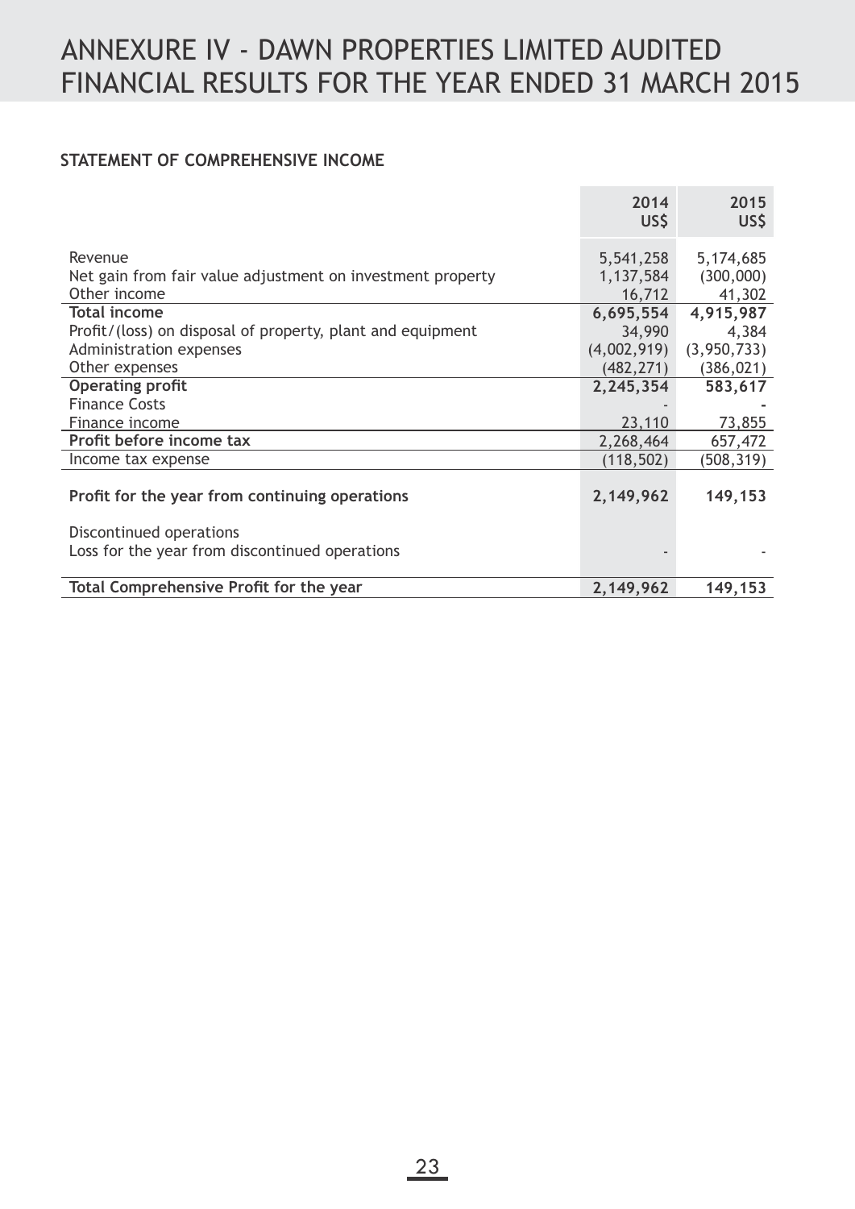# ANNEXURE IV - DAWN PROPERTIES LIMITED AUDITED FINANCIAL RESULTS FOR THE YEAR ENDED 31 MARCH 2015

## STATEMENT OF COMPREHENSIVE INCOME

| | 2014 US$ | 2015 US$ |
|---|---|---|
| Revenue | 5,541,258 | 5,174,685 |
| Net gain from fair value adjustment on investment property | 1,137,584 | (300,000) |
| Other income | 16,712 | 41,302 |
| **Total income** | **6,695,554** | **4,915,987** |
| Profit/(loss) on disposal of property, plant and equipment | 34,990 | 4,384 |
| Administration expenses | (4,002,919) | (3,950,733) |
| Other expenses | (482,271) | (386,021) |
| **Operating profit** | **2,245,354** | **583,617** |
| Finance Costs | - | - |
| Finance income | 23,110 | 73,855 |
| **Profit before income tax** | 2,268,464 | 657,472 |
| Income tax expense | (118,502) | (508,319) |
| **Profit for the year from continuing operations** | **2,149,962** | **149,153** |
| Discontinued operations | | |
| Loss for the year from discontinued operations | - | - |
| **Total Comprehensive Profit for the year** | **2,149,962** | **149,153** |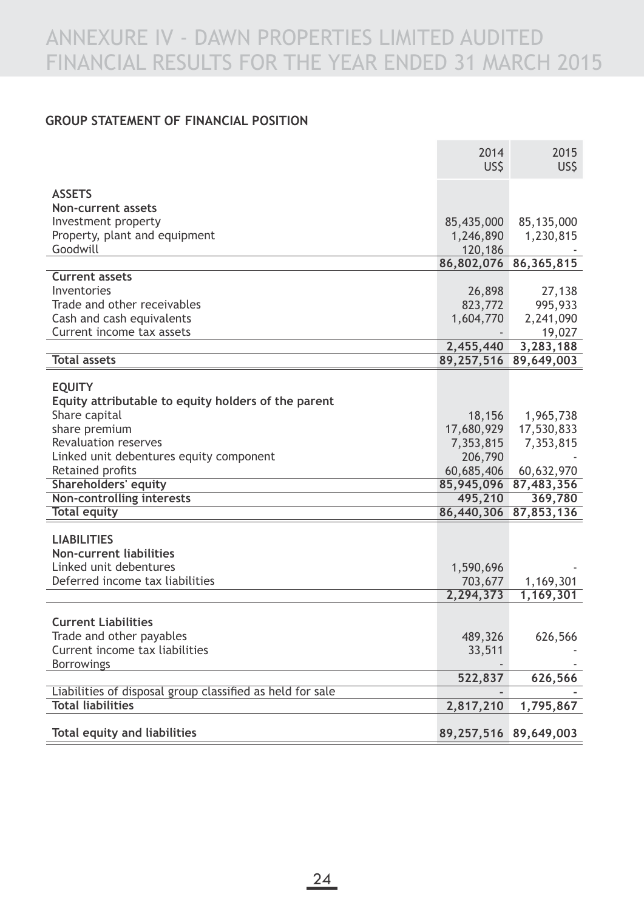# ANNEXURE IV - DAWN PROPERTIES LIMITED AUDITED FINANCIAL RESULTS FOR THE YEAR ENDED 31 MARCH 2015

## GROUP STATEMENT OF FINANCIAL POSITION

| | 2014 US$ | 2015 US$ |
|---|---|---|
| **ASSETS** | | |
| **Non-current assets** | | |
| Investment property | 85,435,000 | 85,135,000 |
| Property, plant and equipment | 1,246,890 | 1,230,815 |
| Goodwill | 120,186 | - |
| | **86,802,076** | **86,365,815** |
| **Current assets** | | |
| Inventories | 26,898 | 27,138 |
| Trade and other receivables | 823,772 | 995,933 |
| Cash and cash equivalents | 1,604,770 | 2,241,090 |
| Current income tax assets | - | 19,027 |
| | **2,455,440** | **3,283,188** |
| **Total assets** | **89,257,516** | **89,649,003** |
| **EQUITY** | | |
| **Equity attributable to equity holders of the parent** | | |
| Share capital | 18,156 | 1,965,738 |
| share premium | 17,680,929 | 17,530,833 |
| Revaluation reserves | 7,353,815 | 7,353,815 |
| Linked unit debentures equity component | 206,790 | - |
| Retained profits | 60,685,406 | 60,632,970 |
| **Shareholders' equity** | **85,945,096** | **87,483,356** |
| **Non-controlling interests** | **495,210** | **369,780** |
| **Total equity** | **86,440,306** | **87,853,136** |
| **LIABILITIES** | | |
| **Non-current liabilities** | | |
| Linked unit debentures | 1,590,696 | - |
| Deferred income tax liabilities | 703,677 | 1,169,301 |
| | **2,294,373** | **1,169,301** |
| **Current Liabilities** | | |
| Trade and other payables | 489,326 | 626,566 |
| Current income tax liabilities | 33,511 | - |
| Borrowings | - | - |
| | **522,837** | **626,566** |
| Liabilities of disposal group classified as held for sale | **-** | **-** |
| **Total liabilities** | **2,817,210** | **1,795,867** |
| **Total equity and liabilities** | **89,257,516** | **89,649,003** |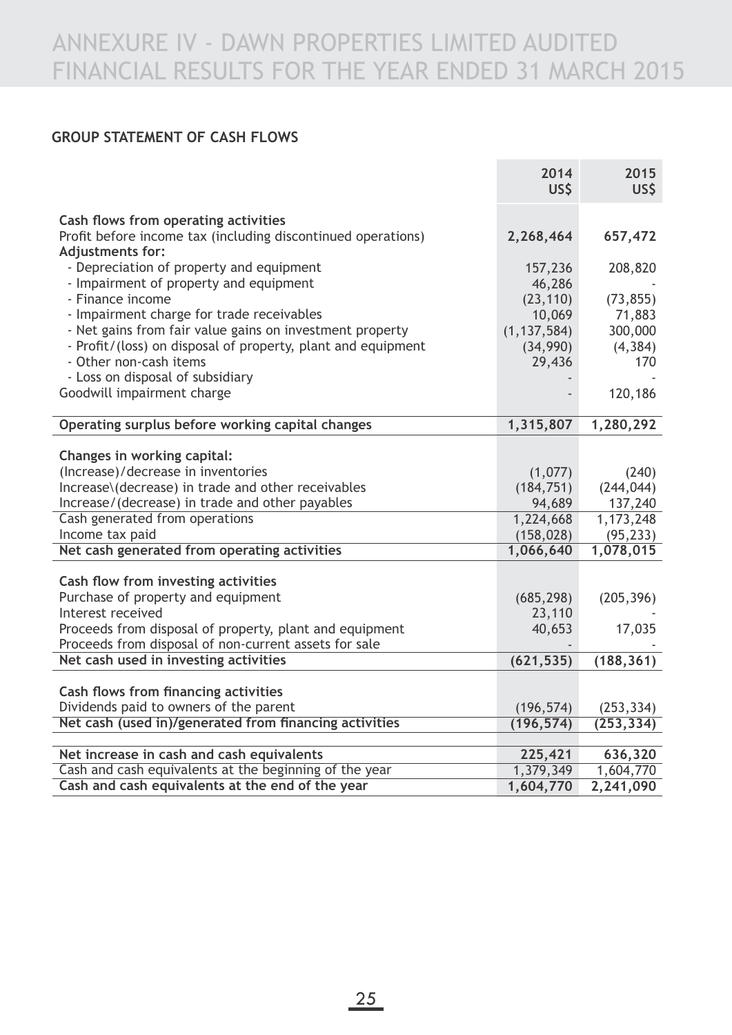# ANNEXURE IV - DAWN PROPERTIES LIMITED AUDITED FINANCIAL RESULTS FOR THE YEAR ENDED 31 MARCH 2015

## GROUP STATEMENT OF CASH FLOWS

| | 2014 US$ | 2015 US$ |
|---|---|---|
| **Cash flows from operating activities** | | |
| Profit before income tax (including discontinued operations) | **2,268,464** | **657,472** |
| **Adjustments for:** | | |
| - Depreciation of property and equipment | 157,236 | 208,820 |
| - Impairment of property and equipment | 46,286 | - |
| - Finance income | (23,110) | (73,855) |
| - Impairment charge for trade receivables | 10,069 | 71,883 |
| - Net gains from fair value gains on investment property | (1,137,584) | 300,000 |
| - Profit/(loss) on disposal of property, plant and equipment | (34,990) | (4,384) |
| - Other non-cash items | 29,436 | 170 |
| - Loss on disposal of subsidiary | - | - |
| Goodwill impairment charge | - | 120,186 |
| **Operating surplus before working capital changes** | **1,315,807** | **1,280,292** |
| **Changes in working capital:** | | |
| (Increase)/decrease in inventories | (1,077) | (240) |
| Increase\(decrease) in trade and other receivables | (184,751) | (244,044) |
| Increase/(decrease) in trade and other payables | 94,689 | 137,240 |
| Cash generated from operations | 1,224,668 | 1,173,248 |
| Income tax paid | (158,028) | (95,233) |
| **Net cash generated from operating activities** | **1,066,640** | **1,078,015** |
| **Cash flow from investing activities** | | |
| Purchase of property and equipment | (685,298) | (205,396) |
| Interest received | 23,110 | - |
| Proceeds from disposal of property, plant and equipment | 40,653 | 17,035 |
| Proceeds from disposal of non-current assets for sale | - | - |
| **Net cash used in investing activities** | **(621,535)** | **(188,361)** |
| **Cash flows from financing activities** | | |
| Dividends paid to owners of the parent | (196,574) | (253,334) |
| **Net cash (used in)/generated from financing activities** | **(196,574)** | **(253,334)** |
| **Net increase in cash and cash equivalents** | **225,421** | **636,320** |
| Cash and cash equivalents at the beginning of the year | 1,379,349 | 1,604,770 |
| **Cash and cash equivalents at the end of the year** | **1,604,770** | **2,241,090** |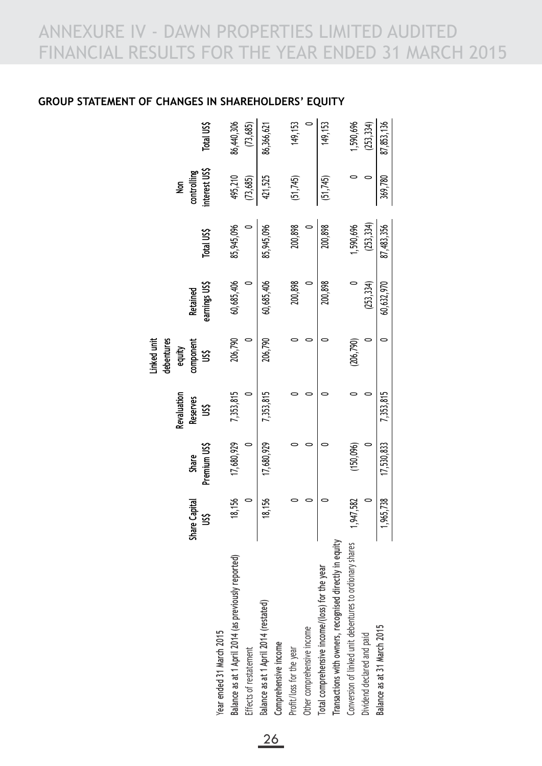# ANNEXURE IV - DAWN PROPERTIES LIMITED AUDITED FINANCIAL RESULTS FOR THE YEAR ENDED 31 MARCH 2015

## GROUP STATEMENT OF CHANGES IN SHAREHOLDERS' EQUITY

| | Share Capital US$ | Share Premium US$ | Revaluation Reserves US$ | Linked unit debentures equity component US$ | Retained earnings US$ | Total US$ | Non controlling interest US$ | Total US$ |
|---|---|---|---|---|---|---|---|---|
| Year ended 31 March 2015 | | | | | | | | |
| Balance as at 1 April 2014 (as previously reported) | 18,156 | 17,680,929 | 7,353,815 | 206,790 | 60,685,406 | 85,945,096 | 495,210 | 86,440,306 |
| Effects of restatement | 0 | 0 | 0 | 0 | 0 | 0 | (73,685) | (73,685) |
| Balance as at 1 April 2014 (restated) | 18,156 | 17,680,929 | 7,353,815 | 206,790 | 60,685,406 | 85,945,096 | 421,525 | 86,366,621 |
| Comprehensive income | | | | | | | | |
| Profit/loss for the year | 0 | 0 | 0 | 0 | 200,898 | 200,898 | (51,745) | 149,153 |
| Other comprehensive income | 0 | 0 | 0 | 0 | 0 | 0 | | 0 |
| **Total comprehensive income/(loss) for the year** | 0 | 0 | 0 | 0 | 200,898 | 200,898 | (51,745) | 149,153 |
| **Transactions with owners, recognised directly in equity** | | | | | | | | |
| Conversion of linked unit debentures to ordinary shares | 1,947,582 | (150,096) | 0 | (206,790) | 0 | 1,590,696 | 0 | 1,590,696 |
| Dividend declared and paid | 0 | 0 | 0 | 0 | (253,334) | (253,334) | 0 | (253,334) |
| **Balance as at 31 March 2015** | 1,965,738 | 17,530,833 | 7,353,815 | 0 | 60,632,970 | 87,483,356 | 369,780 | 87,853,136 |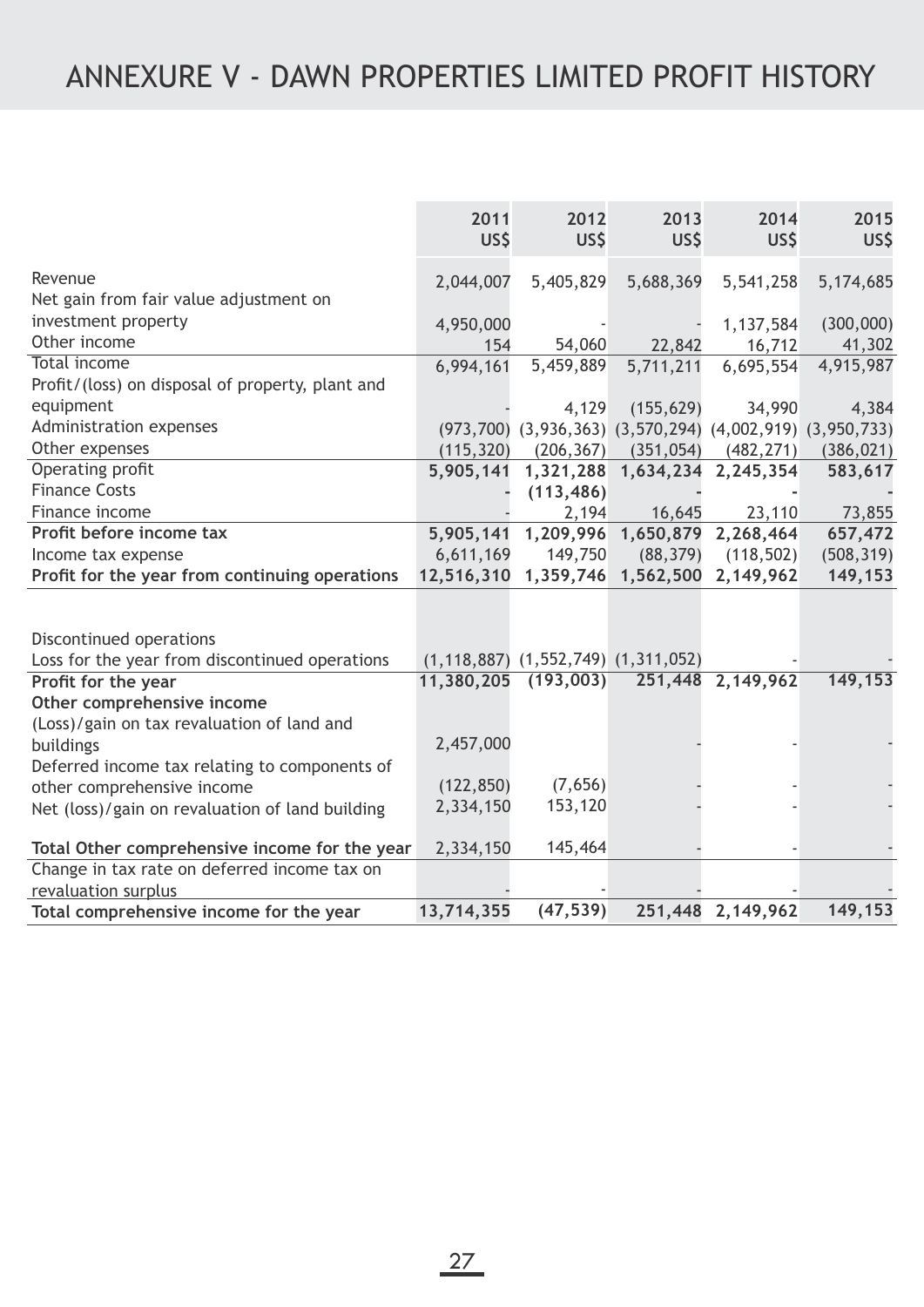# ANNEXURE V - DAWN PROPERTIES LIMITED PROFIT HISTORY

| | 2011 US$ | 2012 US$ | 2013 US$ | 2014 US$ | 2015 US$ |
|---|---|---|---|---|---|
| Revenue | 2,044,007 | 5,405,829 | 5,688,369 | 5,541,258 | 5,174,685 |
| Net gain from fair value adjustment on investment property | 4,950,000 | - | - | 1,137,584 | (300,000) |
| Other income | 154 | 54,060 | 22,842 | 16,712 | 41,302 |
| Total income | 6,994,161 | 5,459,889 | 5,711,211 | 6,695,554 | 4,915,987 |
| Profit/(loss) on disposal of property, plant and equipment | - | 4,129 | (155,629) | 34,990 | 4,384 |
| Administration expenses | (973,700) | (3,936,363) | (3,570,294) | (4,002,919) | (3,950,733) |
| Other expenses | (115,320) | (206,367) | (351,054) | (482,271) | (386,021) |
| Operating profit | **5,905,141** | **1,321,288** | **1,634,234** | **2,245,354** | **583,617** |
| Finance Costs | **-** | **(113,486)** | **-** | **-** | **-** |
| Finance income | - | 2,194 | 16,645 | 23,110 | 73,855 |
| **Profit before income tax** | **5,905,141** | **1,209,996** | **1,650,879** | **2,268,464** | **657,472** |
| Income tax expense | 6,611,169 | 149,750 | (88,379) | (118,502) | (508,319) |
| **Profit for the year from continuing operations** | **12,516,310** | **1,359,746** | **1,562,500** | **2,149,962** | **149,153** |
| | | | | | |
| Discontinued operations | | | | | |
| Loss for the year from discontinued operations | (1,118,887) | (1,552,749) | (1,311,052) | - | - |
| **Profit for the year** | **11,380,205** | **(193,003)** | **251,448** | **2,149,962** | **149,153** |
| **Other comprehensive income** | | | | | |
| (Loss)/gain on tax revaluation of land and buildings | 2,457,000 | | - | - | - |
| Deferred income tax relating to components of other comprehensive income | (122,850) | (7,656) | - | - | - |
| Net (loss)/gain on revaluation of land building | 2,334,150 | 153,120 | - | - | - |
| | | | | | |
| **Total Other comprehensive income for the year** | 2,334,150 | 145,464 | - | - | - |
| Change in tax rate on deferred income tax on revaluation surplus | - | - | - | - | - |
| **Total comprehensive income for the year** | **13,714,355** | **(47,539)** | **251,448** | **2,149,962** | **149,153** |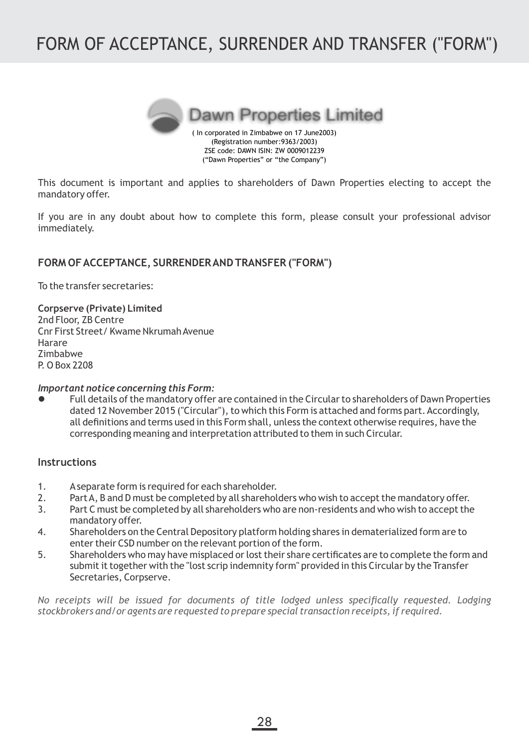# FORM OF ACCEPTANCE, SURRENDER AND TRANSFER ("FORM")

**Dawn Properties Limited**

( In corporated in Zimbabwe on 17 June2003)
(Registration number:9363/2003)
ZSE code: DAWN ISIN: ZW 0009012239
("Dawn Properties" or "the Company")

This document is important and applies to shareholders of Dawn Properties electing to accept the mandatory offer.

If you are in any doubt about how to complete this form, please consult your professional advisor immediately.

## FORM OF ACCEPTANCE, SURRENDER AND TRANSFER ("FORM")

To the transfer secretaries:

**Corpserve (Private) Limited**
2nd Floor, ZB Centre
Cnr First Street/ Kwame Nkrumah Avenue
Harare
Zimbabwe
P. O Box 2208

***Important notice concerning this Form:***

- Full details of the mandatory offer are contained in the Circular to shareholders of Dawn Properties dated 12 November 2015 ("Circular"), to which this Form is attached and forms part. Accordingly, all definitions and terms used in this Form shall, unless the context otherwise requires, have the corresponding meaning and interpretation attributed to them in such Circular.

### Instructions

1. A separate form is required for each shareholder.
2. Part A, B and D must be completed by all shareholders who wish to accept the mandatory offer.
3. Part C must be completed by all shareholders who are non-residents and who wish to accept the mandatory offer.
4. Shareholders on the Central Depository platform holding shares in dematerialized form are to enter their CSD number on the relevant portion of the form.
5. Shareholders who may have misplaced or lost their share certificates are to complete the form and submit it together with the "lost scrip indemnity form" provided in this Circular by the Transfer Secretaries, Corpserve.

*No receipts will be issued for documents of title lodged unless specifically requested. Lodging stockbrokers and/or agents are requested to prepare special transaction receipts, if required.*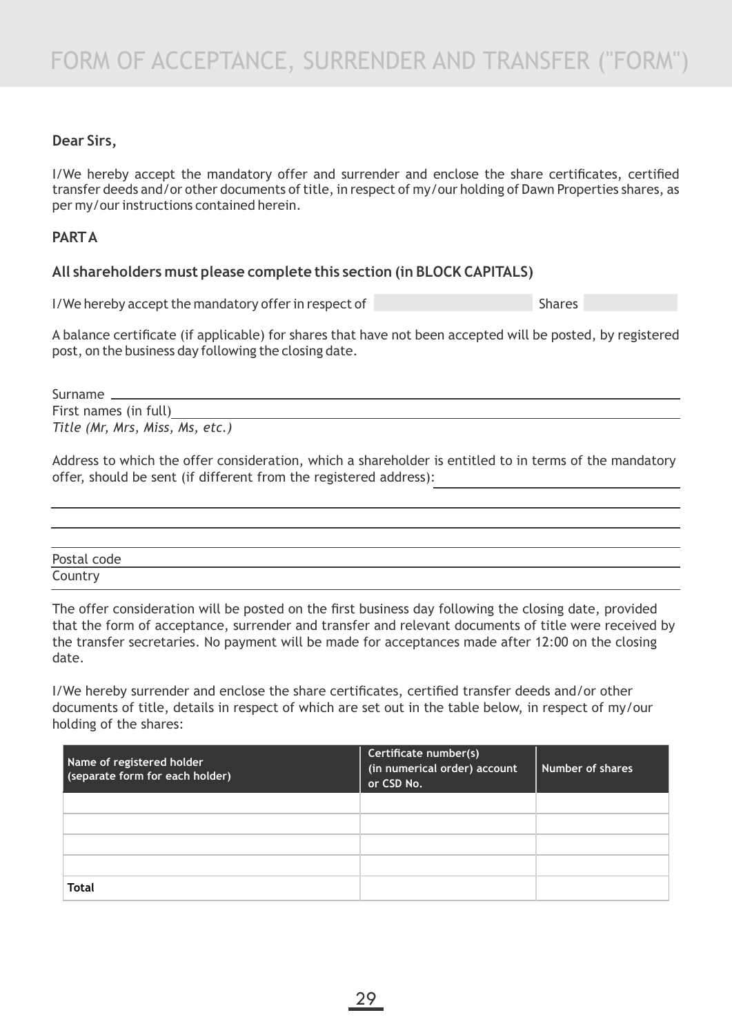# FORM OF ACCEPTANCE, SURRENDER AND TRANSFER ("FORM")

**Dear Sirs,**

I/We hereby accept the mandatory offer and surrender and enclose the share certificates, certified transfer deeds and/or other documents of title, in respect of my/our holding of Dawn Properties shares, as per my/our instructions contained herein.

**PART A**

**All shareholders must please complete this section (in BLOCK CAPITALS)**

I/We hereby accept the mandatory offer in respect of ______________ Shares ______________

A balance certificate (if applicable) for shares that have not been accepted will be posted, by registered post, on the business day following the closing date.

Surname ____________________________________________

First names (in full) ____________________________________________

*Title (Mr, Mrs, Miss, Ms, etc.)*

Address to which the offer consideration, which a shareholder is entitled to in terms of the mandatory offer, should be sent (if different from the registered address): ______________________

____________________________________________

____________________________________________

____________________________________________

Postal code ____________________________________________

Country ____________________________________________

The offer consideration will be posted on the first business day following the closing date, provided that the form of acceptance, surrender and transfer and relevant documents of title were received by the transfer secretaries. No payment will be made for acceptances made after 12:00 on the closing date.

I/We hereby surrender and enclose the share certificates, certified transfer deeds and/or other documents of title, details in respect of which are set out in the table below, in respect of my/our holding of the shares:

| Name of registered holder (separate form for each holder) | Certificate number(s) (in numerical order) account or CSD No. | Number of shares |
|---|---|---|
| | | |
| | | |
| | | |
| | | |
| **Total** | | |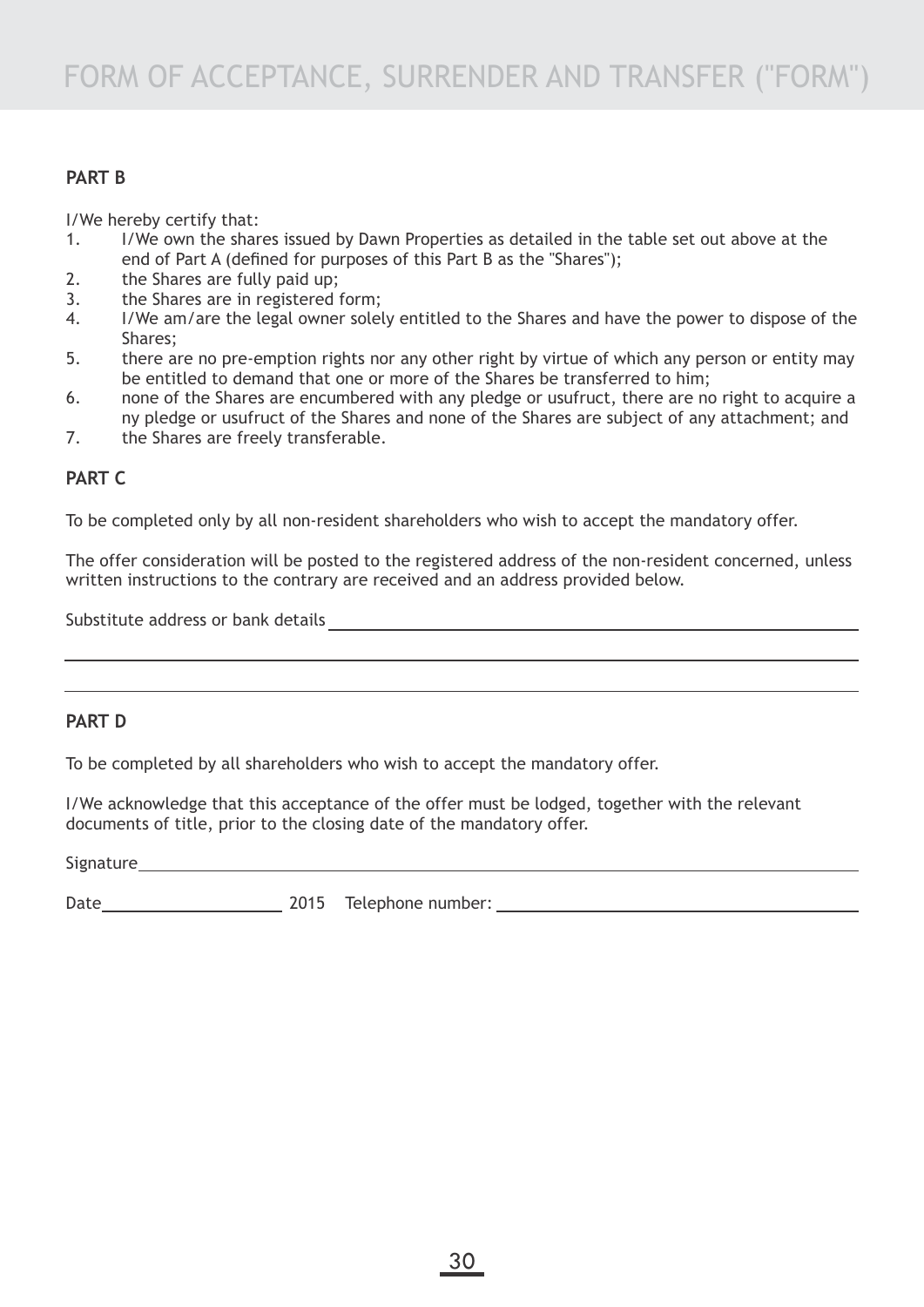# FORM OF ACCEPTANCE, SURRENDER AND TRANSFER ("FORM")

**PART B**

I/We hereby certify that:

1. I/We own the shares issued by Dawn Properties as detailed in the table set out above at the end of Part A (defined for purposes of this Part B as the "Shares");
2. the Shares are fully paid up;
3. the Shares are in registered form;
4. I/We am/are the legal owner solely entitled to the Shares and have the power to dispose of the Shares;
5. there are no pre-emption rights nor any other right by virtue of which any person or entity may be entitled to demand that one or more of the Shares be transferred to him;
6. none of the Shares are encumbered with any pledge or usufruct, there are no right to acquire a ny pledge or usufruct of the Shares and none of the Shares are subject of any attachment; and
7. the Shares are freely transferable.

**PART C**

To be completed only by all non-resident shareholders who wish to accept the mandatory offer.

The offer consideration will be posted to the registered address of the non-resident concerned, unless written instructions to the contrary are received and an address provided below.

Substitute address or bank details \_\_\_\_\_\_\_\_\_\_\_\_\_\_\_\_\_\_\_\_\_\_\_\_\_\_\_\_\_\_\_\_\_\_\_\_\_\_\_\_

\_\_\_\_\_\_\_\_\_\_\_\_\_\_\_\_\_\_\_\_\_\_\_\_\_\_\_\_\_\_\_\_\_\_\_\_\_\_\_\_\_\_\_\_\_\_\_\_\_\_\_\_\_\_\_\_\_\_\_\_\_\_\_\_\_\_\_\_\_\_

\_\_\_\_\_\_\_\_\_\_\_\_\_\_\_\_\_\_\_\_\_\_\_\_\_\_\_\_\_\_\_\_\_\_\_\_\_\_\_\_\_\_\_\_\_\_\_\_\_\_\_\_\_\_\_\_\_\_\_\_\_\_\_\_\_\_\_\_\_\_

**PART D**

To be completed by all shareholders who wish to accept the mandatory offer.

I/We acknowledge that this acceptance of the offer must be lodged, together with the relevant documents of title, prior to the closing date of the mandatory offer.

Signature \_\_\_\_\_\_\_\_\_\_\_\_\_\_\_\_\_\_\_\_\_\_\_\_\_\_\_\_\_\_\_\_\_\_\_\_\_\_\_\_\_\_\_\_\_\_\_\_\_\_\_\_\_\_\_\_\_\_\_\_\_\_

Date \_\_\_\_\_\_\_\_\_\_\_\_\_\_\_\_ 2015 Telephone number: \_\_\_\_\_\_\_\_\_\_\_\_\_\_\_\_\_\_\_\_\_\_\_\_\_\_\_\_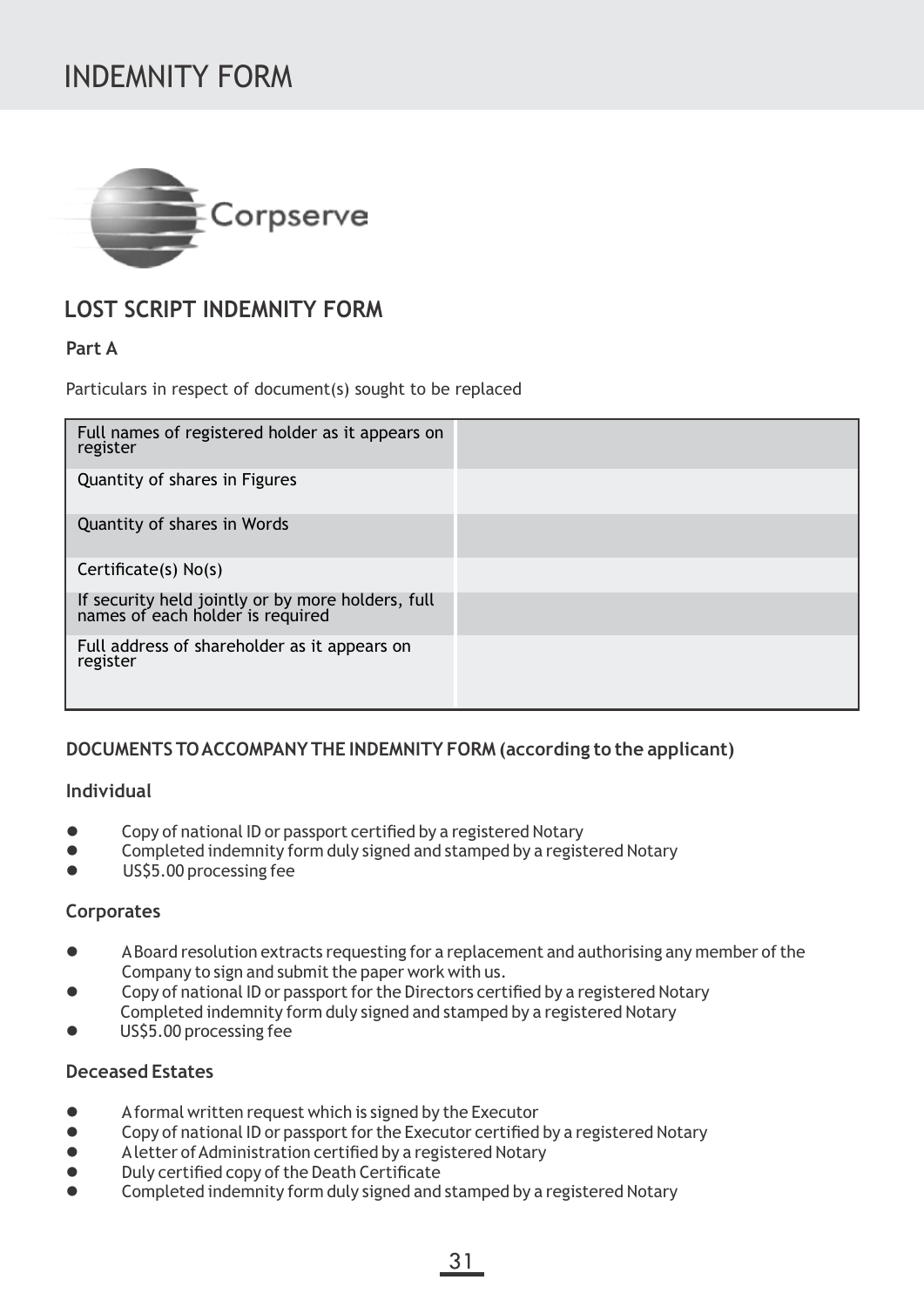# INDEMNITY FORM

Corpserve

## LOST SCRIPT INDEMNITY FORM

### Part A

Particulars in respect of document(s) sought to be replaced

| | |
|---|---|
| Full names of registered holder as it appears on register | |
| Quantity of shares in Figures | |
| Quantity of shares in Words | |
| Certificate(s) No(s) | |
| If security held jointly or by more holders, full names of each holder is required | |
| Full address of shareholder as it appears on register | |

### DOCUMENTS TO ACCOMPANY THE INDEMNITY FORM (according to the applicant)

#### Individual

- Copy of national ID or passport certified by a registered Notary
- Completed indemnity form duly signed and stamped by a registered Notary
- US$5.00 processing fee

#### Corporates

- A Board resolution extracts requesting for a replacement and authorising any member of the Company to sign and submit the paper work with us.
- Copy of national ID or passport for the Directors certified by a registered Notary
  Completed indemnity form duly signed and stamped by a registered Notary
- US$5.00 processing fee

#### Deceased Estates

- A formal written request which is signed by the Executor
- Copy of national ID or passport for the Executor certified by a registered Notary
- A letter of Administration certified by a registered Notary
- Duly certified copy of the Death Certificate
- Completed indemnity form duly signed and stamped by a registered Notary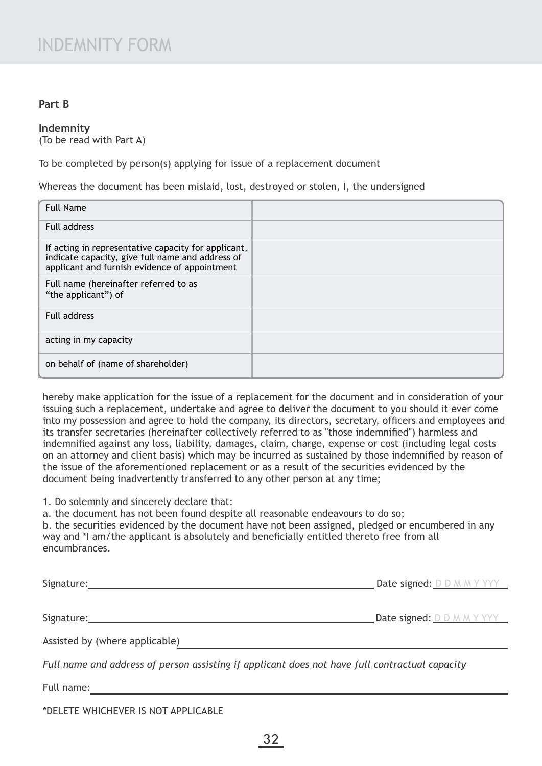# INDEMNITY FORM

**Part B**

**Indemnity**
(To be read with Part A)

To be completed by person(s) applying for issue of a replacement document

Whereas the document has been mislaid, lost, destroyed or stolen, I, the undersigned

| | |
|---|---|
| Full Name | |
| Full address | |
| If acting in representative capacity for applicant, indicate capacity, give full name and address of applicant and furnish evidence of appointment | |
| Full name (hereinafter referred to as "the applicant") of | |
| Full address | |
| acting in my capacity | |
| on behalf of (name of shareholder) | |

hereby make application for the issue of a replacement for the document and in consideration of your issuing such a replacement, undertake and agree to deliver the document to you should it ever come into my possession and agree to hold the company, its directors, secretary, officers and employees and its transfer secretaries (hereinafter collectively referred to as "those indemnified") harmless and indemnified against any loss, liability, damages, claim, charge, expense or cost (including legal costs on an attorney and client basis) which may be incurred as sustained by those indemnified by reason of the issue of the aforementioned replacement or as a result of the securities evidenced by the document being inadvertently transferred to any other person at any time;

1. Do solemnly and sincerely declare that:
a. the document has not been found despite all reasonable endeavours to do so;
b. the securities evidenced by the document have not been assigned, pledged or encumbered in any way and *I am/the applicant is absolutely and beneficially entitled thereto free from all encumbrances.

Signature:\_\_\_\_\_\_\_\_\_\_\_\_\_\_\_\_\_\_\_\_\_\_\_\_\_\_\_\_ Date signed: D D M M Y YYY

Signature:\_\_\_\_\_\_\_\_\_\_\_\_\_\_\_\_\_\_\_\_\_\_\_\_\_\_\_\_ Date signed: D D M M Y YYY

Assisted by (where applicable) \_\_\_\_\_\_\_\_\_\_\_\_\_\_\_\_\_\_\_\_\_\_\_\_\_\_\_\_

*Full name and address of person assisting if applicant does not have full contractual capacity*

Full name:\_\_\_\_\_\_\_\_\_\_\_\_\_\_\_\_\_\_\_\_\_\_\_\_\_\_\_\_

*DELETE WHICHEVER IS NOT APPLICABLE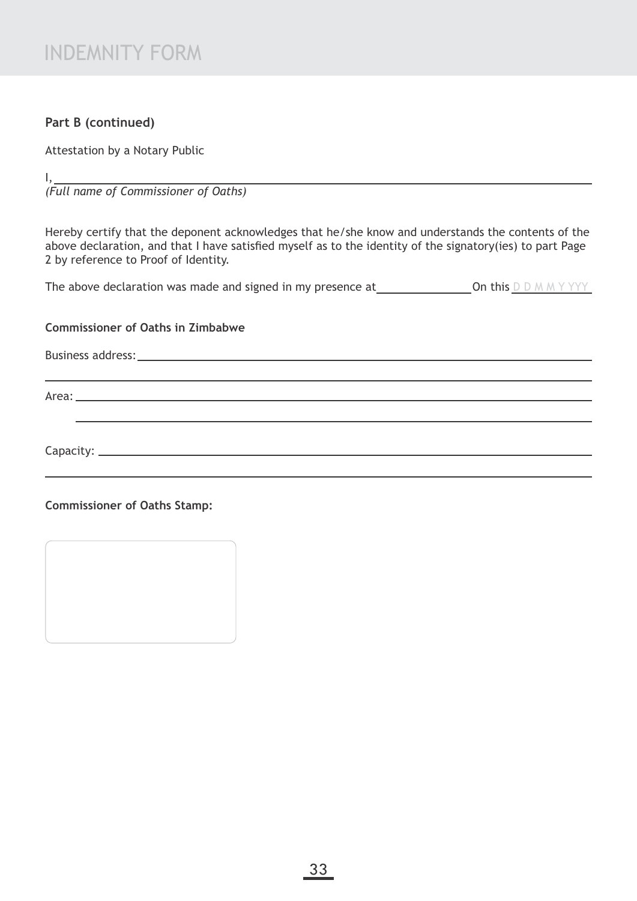# INDEMNITY FORM

**Part B (continued)**

Attestation by a Notary Public

I, ______________________________________________________________

*(Full name of Commissioner of Oaths)*

Hereby certify that the deponent acknowledges that he/she know and understands the contents of the above declaration, and that I have satisfied myself as to the identity of the signatory(ies) to part Page 2 by reference to Proof of Identity.

The above declaration was made and signed in my presence at ____________ On this D D M M Y YYY

**Commissioner of Oaths in Zimbabwe**

Business address: ______________________________________________________

______________________________________________________________

Area: ______________________________________________________________

______________________________________________________________

Capacity: ______________________________________________________________

______________________________________________________________

**Commissioner of Oaths Stamp:**